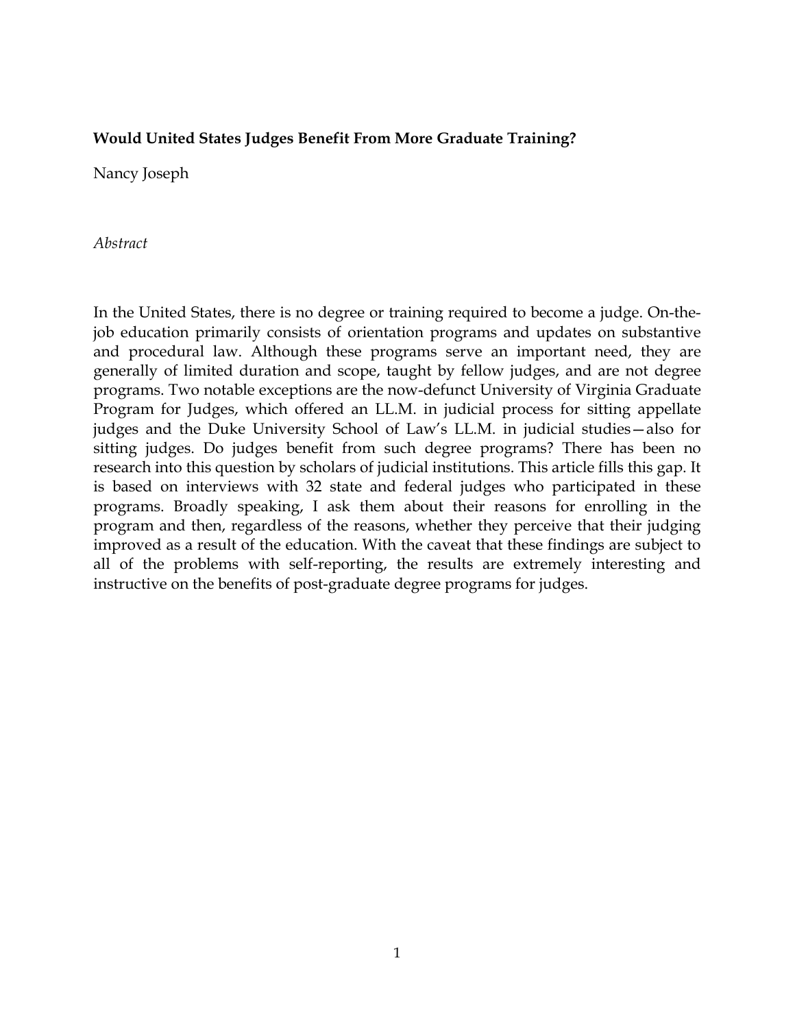**Would United States Judges Benefit From More Graduate Training?**

Nancy Joseph

*Abstract*

In the United States, there is no degree or training required to become a judge. On-the-job education primarily consists of orientation programs and updates on substantive and procedural law. Although these programs serve an important need, they are generally of limited duration and scope, taught by fellow judges, and are not degree programs. Two notable exceptions are the now-defunct University of Virginia Graduate Program for Judges, which offered an LL.M. in judicial process for sitting appellate judges and the Duke University School of Law's LL.M. in judicial studies—also for sitting judges. Do judges benefit from such degree programs? There has been no research into this question by scholars of judicial institutions. This article fills this gap. It is based on interviews with 32 state and federal judges who participated in these programs. Broadly speaking, I ask them about their reasons for enrolling in the program and then, regardless of the reasons, whether they perceive that their judging improved as a result of the education. With the caveat that these findings are subject to all of the problems with self-reporting, the results are extremely interesting and instructive on the benefits of post-graduate degree programs for judges.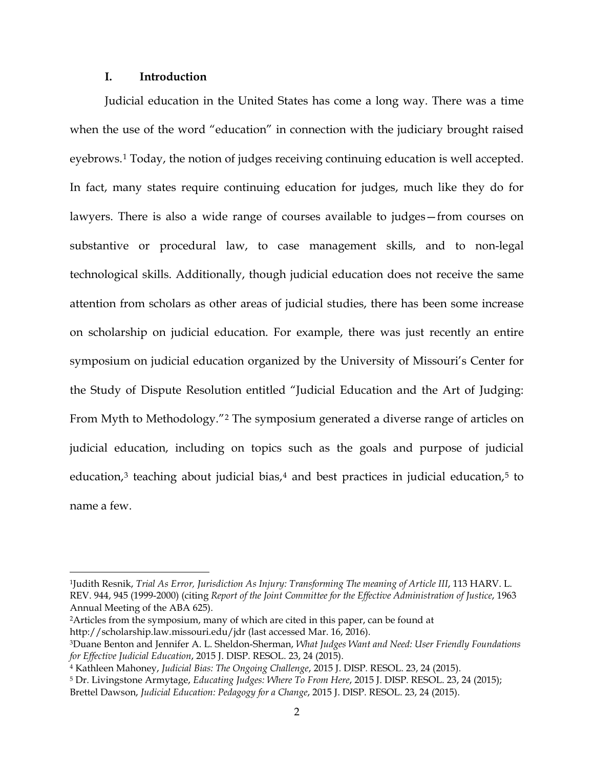## I. Introduction

Judicial education in the United States has come a long way. There was a time when the use of the word "education" in connection with the judiciary brought raised eyebrows.[1] Today, the notion of judges receiving continuing education is well accepted. In fact, many states require continuing education for judges, much like they do for lawyers. There is also a wide range of courses available to judges—from courses on substantive or procedural law, to case management skills, and to non-legal technological skills. Additionally, though judicial education does not receive the same attention from scholars as other areas of judicial studies, there has been some increase on scholarship on judicial education. For example, there was just recently an entire symposium on judicial education organized by the University of Missouri's Center for the Study of Dispute Resolution entitled "Judicial Education and the Art of Judging: From Myth to Methodology."[2] The symposium generated a diverse range of articles on judicial education, including on topics such as the goals and purpose of judicial education,[3] teaching about judicial bias,[4] and best practices in judicial education,[5] to name a few.

---

[1]Judith Resnik, *Trial As Error, Jurisdiction As Injury: Transforming The meaning of Article III*, 113 HARV. L. REV. 944, 945 (1999-2000) (citing *Report of the Joint Committee for the Effective Administration of Justice*, 1963 Annual Meeting of the ABA 625).

[2]Articles from the symposium, many of which are cited in this paper, can be found at http://scholarship.law.missouri.edu/jdr (last accessed Mar. 16, 2016).

[3]Duane Benton and Jennifer A. L. Sheldon-Sherman, *What Judges Want and Need: User Friendly Foundations for Effective Judicial Education*, 2015 J. DISP. RESOL. 23, 24 (2015).

[4] Kathleen Mahoney, *Judicial Bias: The Ongoing Challenge*, 2015 J. DISP. RESOL. 23, 24 (2015).

[5] Dr. Livingstone Armytage, *Educating Judges: Where To From Here*, 2015 J. DISP. RESOL. 23, 24 (2015); Brettel Dawson, *Judicial Education: Pedagogy for a Change*, 2015 J. DISP. RESOL. 23, 24 (2015).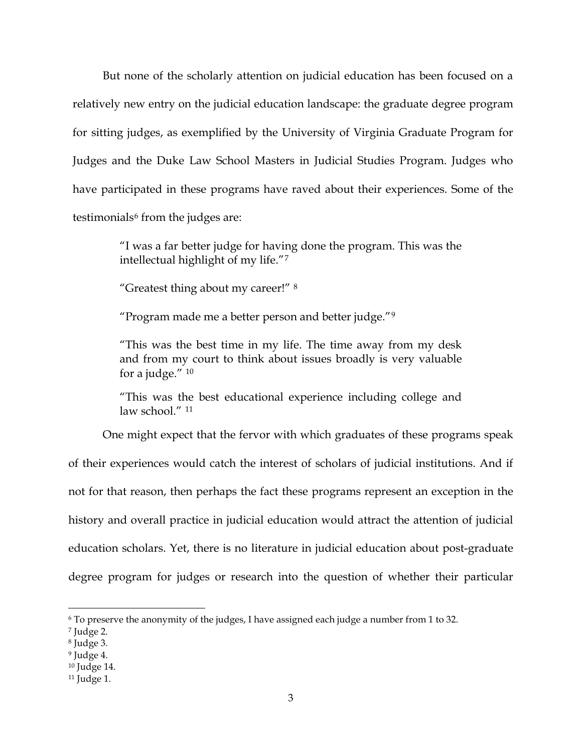But none of the scholarly attention on judicial education has been focused on a relatively new entry on the judicial education landscape: the graduate degree program for sitting judges, as exemplified by the University of Virginia Graduate Program for Judges and the Duke Law School Masters in Judicial Studies Program. Judges who have participated in these programs have raved about their experiences. Some of the testimonials[6] from the judges are:

> "I was a far better judge for having done the program. This was the intellectual highlight of my life."[7]
>
> "Greatest thing about my career!" [8]
>
> "Program made me a better person and better judge."[9]
>
> "This was the best time in my life. The time away from my desk and from my court to think about issues broadly is very valuable for a judge." [10]
>
> "This was the best educational experience including college and law school." [11]

One might expect that the fervor with which graduates of these programs speak of their experiences would catch the interest of scholars of judicial institutions. And if not for that reason, then perhaps the fact these programs represent an exception in the history and overall practice in judicial education would attract the attention of judicial education scholars. Yet, there is no literature in judicial education about post-graduate degree program for judges or research into the question of whether their particular

---

[6] To preserve the anonymity of the judges, I have assigned each judge a number from 1 to 32.

[7] Judge 2.

[8] Judge 3.

[9] Judge 4.

[10] Judge 14.

[11] Judge 1.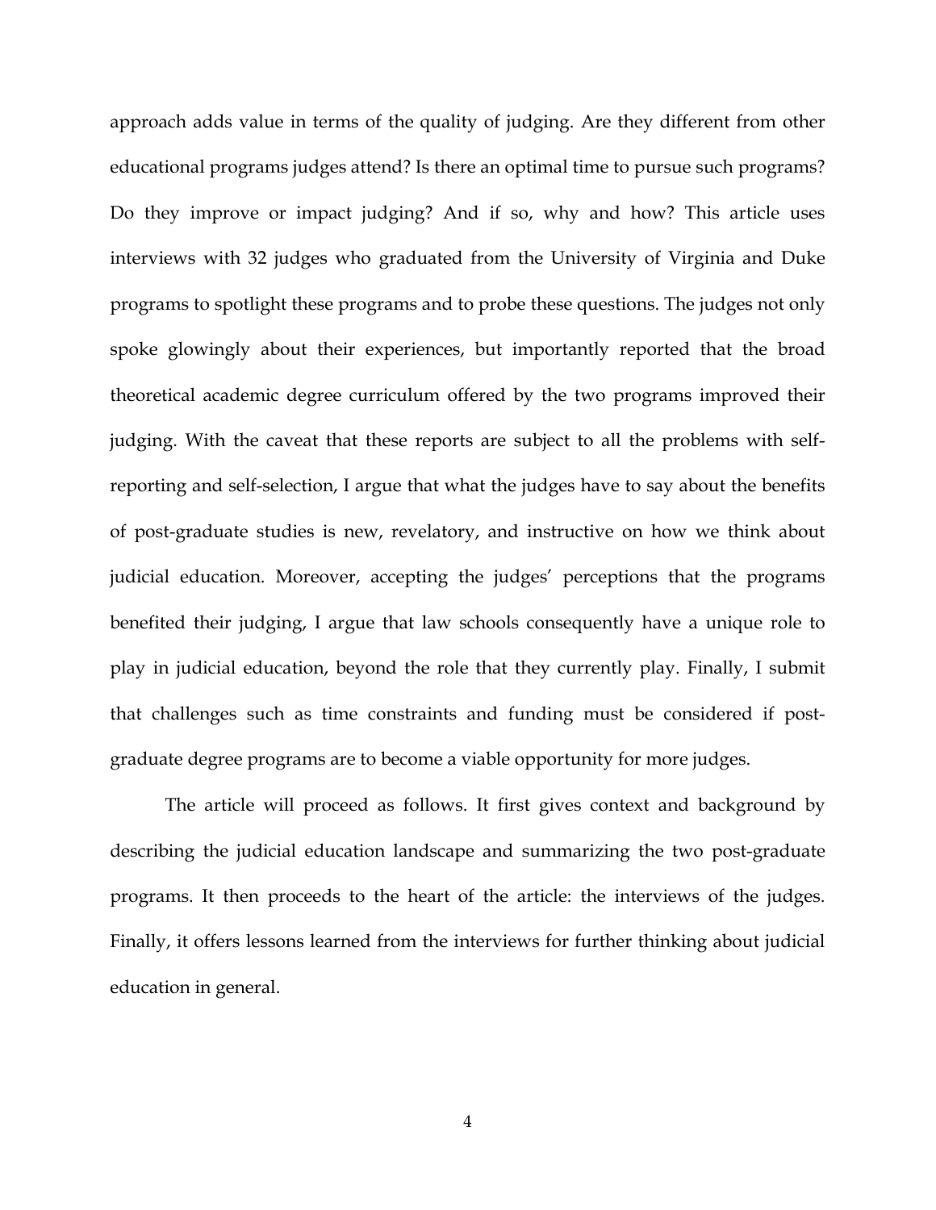approach adds value in terms of the quality of judging. Are they different from other educational programs judges attend? Is there an optimal time to pursue such programs? Do they improve or impact judging? And if so, why and how? This article uses interviews with 32 judges who graduated from the University of Virginia and Duke programs to spotlight these programs and to probe these questions. The judges not only spoke glowingly about their experiences, but importantly reported that the broad theoretical academic degree curriculum offered by the two programs improved their judging. With the caveat that these reports are subject to all the problems with self-reporting and self-selection, I argue that what the judges have to say about the benefits of post-graduate studies is new, revelatory, and instructive on how we think about judicial education. Moreover, accepting the judges' perceptions that the programs benefited their judging, I argue that law schools consequently have a unique role to play in judicial education, beyond the role that they currently play. Finally, I submit that challenges such as time constraints and funding must be considered if post-graduate degree programs are to become a viable opportunity for more judges.

The article will proceed as follows. It first gives context and background by describing the judicial education landscape and summarizing the two post-graduate programs. It then proceeds to the heart of the article: the interviews of the judges. Finally, it offers lessons learned from the interviews for further thinking about judicial education in general.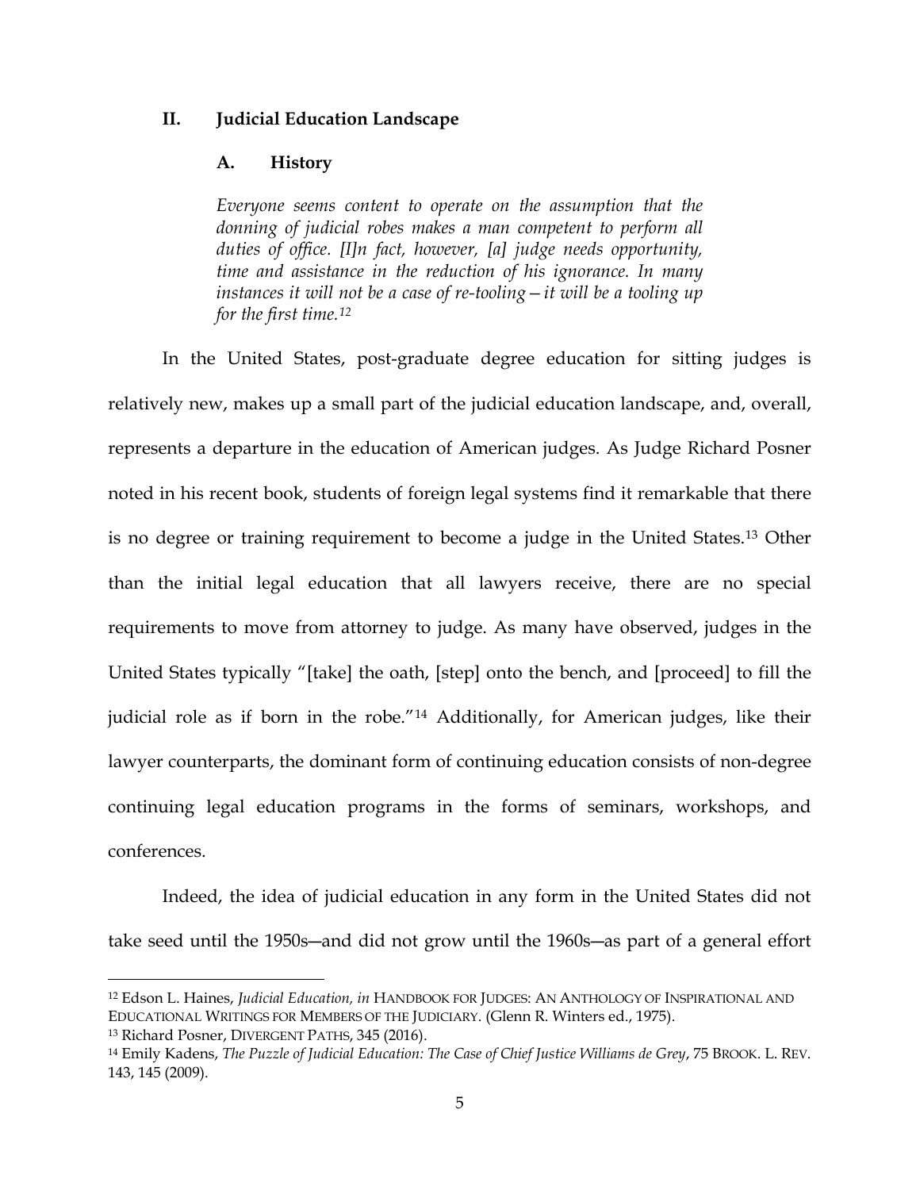## II. Judicial Education Landscape

### A. History

> *Everyone seems content to operate on the assumption that the donning of judicial robes makes a man competent to perform all duties of office. [I]n fact, however, [a] judge needs opportunity, time and assistance in the reduction of his ignorance. In many instances it will not be a case of re-tooling—it will be a tooling up for the first time.*[12]

In the United States, post-graduate degree education for sitting judges is relatively new, makes up a small part of the judicial education landscape, and, overall, represents a departure in the education of American judges. As Judge Richard Posner noted in his recent book, students of foreign legal systems find it remarkable that there is no degree or training requirement to become a judge in the United States.[13] Other than the initial legal education that all lawyers receive, there are no special requirements to move from attorney to judge. As many have observed, judges in the United States typically "[take] the oath, [step] onto the bench, and [proceed] to fill the judicial role as if born in the robe."[14] Additionally, for American judges, like their lawyer counterparts, the dominant form of continuing education consists of non-degree continuing legal education programs in the forms of seminars, workshops, and conferences.

Indeed, the idea of judicial education in any form in the United States did not take seed until the 1950s—and did not grow until the 1960s—as part of a general effort

---

[12] Edson L. Haines, *Judicial Education, in* HANDBOOK FOR JUDGES: AN ANTHOLOGY OF INSPIRATIONAL AND EDUCATIONAL WRITINGS FOR MEMBERS OF THE JUDICIARY. (Glenn R. Winters ed., 1975).

[13] Richard Posner, DIVERGENT PATHS, 345 (2016).

[14] Emily Kadens, *The Puzzle of Judicial Education: The Case of Chief Justice Williams de Grey*, 75 BROOK. L. REV. 143, 145 (2009).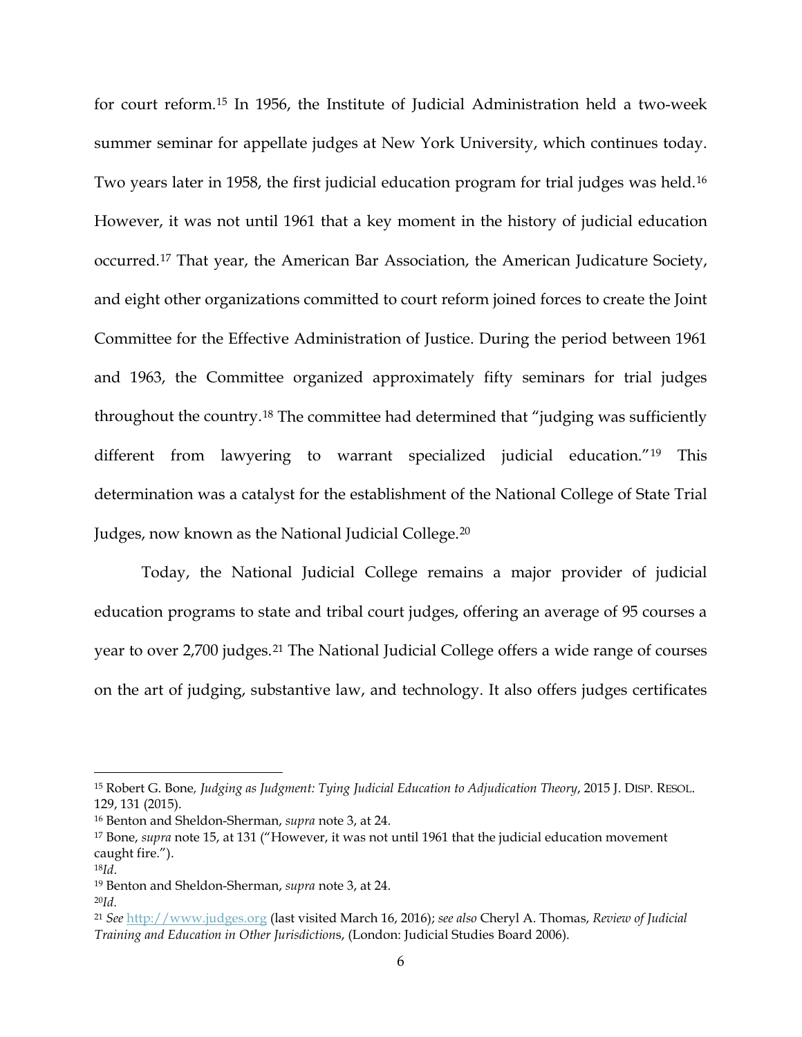for court reform.[15] In 1956, the Institute of Judicial Administration held a two-week summer seminar for appellate judges at New York University, which continues today. Two years later in 1958, the first judicial education program for trial judges was held.[16] However, it was not until 1961 that a key moment in the history of judicial education occurred.[17] That year, the American Bar Association, the American Judicature Society, and eight other organizations committed to court reform joined forces to create the Joint Committee for the Effective Administration of Justice. During the period between 1961 and 1963, the Committee organized approximately fifty seminars for trial judges throughout the country.[18] The committee had determined that "judging was sufficiently different from lawyering to warrant specialized judicial education."[19] This determination was a catalyst for the establishment of the National College of State Trial Judges, now known as the National Judicial College.[20]

Today, the National Judicial College remains a major provider of judicial education programs to state and tribal court judges, offering an average of 95 courses a year to over 2,700 judges.[21] The National Judicial College offers a wide range of courses on the art of judging, substantive law, and technology. It also offers judges certificates

---

[15] Robert G. Bone, *Judging as Judgment: Tying Judicial Education to Adjudication Theory*, 2015 J. DISP. RESOL. 129, 131 (2015).

[16] Benton and Sheldon-Sherman, *supra* note 3, at 24.

[17] Bone, *supra* note 15, at 131 ("However, it was not until 1961 that the judicial education movement caught fire.").

[18] *Id*.

[19] Benton and Sheldon-Sherman, *supra* note 3, at 24.

[20] *Id.*

[21] *See* http://www.judges.org (last visited March 16, 2016); *see also* Cheryl A. Thomas, *Review of Judicial Training and Education in Other Jurisdictions*, (London: Judicial Studies Board 2006).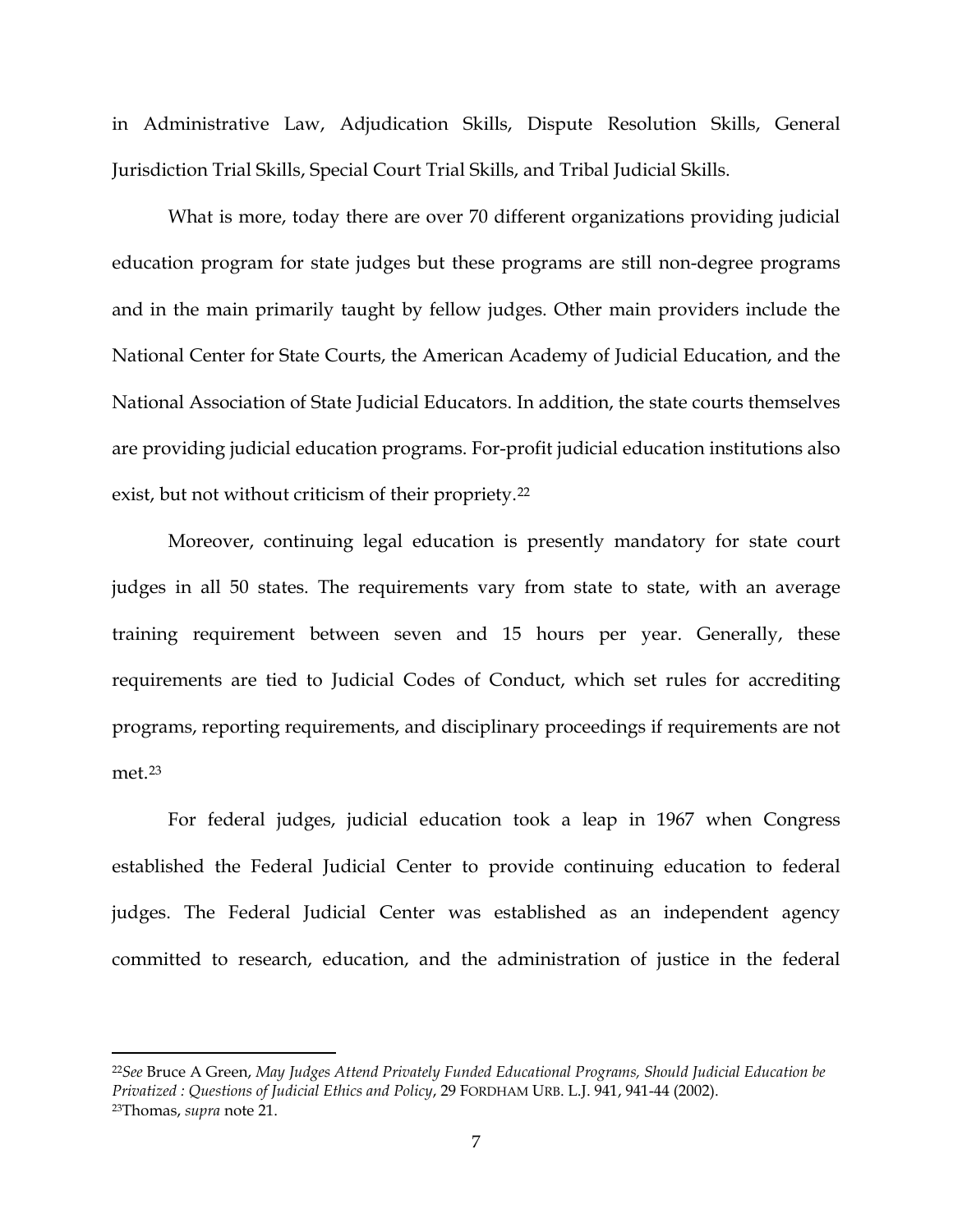in Administrative Law, Adjudication Skills, Dispute Resolution Skills, General Jurisdiction Trial Skills, Special Court Trial Skills, and Tribal Judicial Skills.

What is more, today there are over 70 different organizations providing judicial education program for state judges but these programs are still non-degree programs and in the main primarily taught by fellow judges. Other main providers include the National Center for State Courts, the American Academy of Judicial Education, and the National Association of State Judicial Educators. In addition, the state courts themselves are providing judicial education programs. For-profit judicial education institutions also exist, but not without criticism of their propriety.[22]

Moreover, continuing legal education is presently mandatory for state court judges in all 50 states. The requirements vary from state to state, with an average training requirement between seven and 15 hours per year. Generally, these requirements are tied to Judicial Codes of Conduct, which set rules for accrediting programs, reporting requirements, and disciplinary proceedings if requirements are not met.[23]

For federal judges, judicial education took a leap in 1967 when Congress established the Federal Judicial Center to provide continuing education to federal judges. The Federal Judicial Center was established as an independent agency committed to research, education, and the administration of justice in the federal

---

[22]*See* Bruce A Green, *May Judges Attend Privately Funded Educational Programs, Should Judicial Education be Privatized : Questions of Judicial Ethics and Policy*, 29 FORDHAM URB. L.J. 941, 941-44 (2002).
[23]Thomas, *supra* note 21.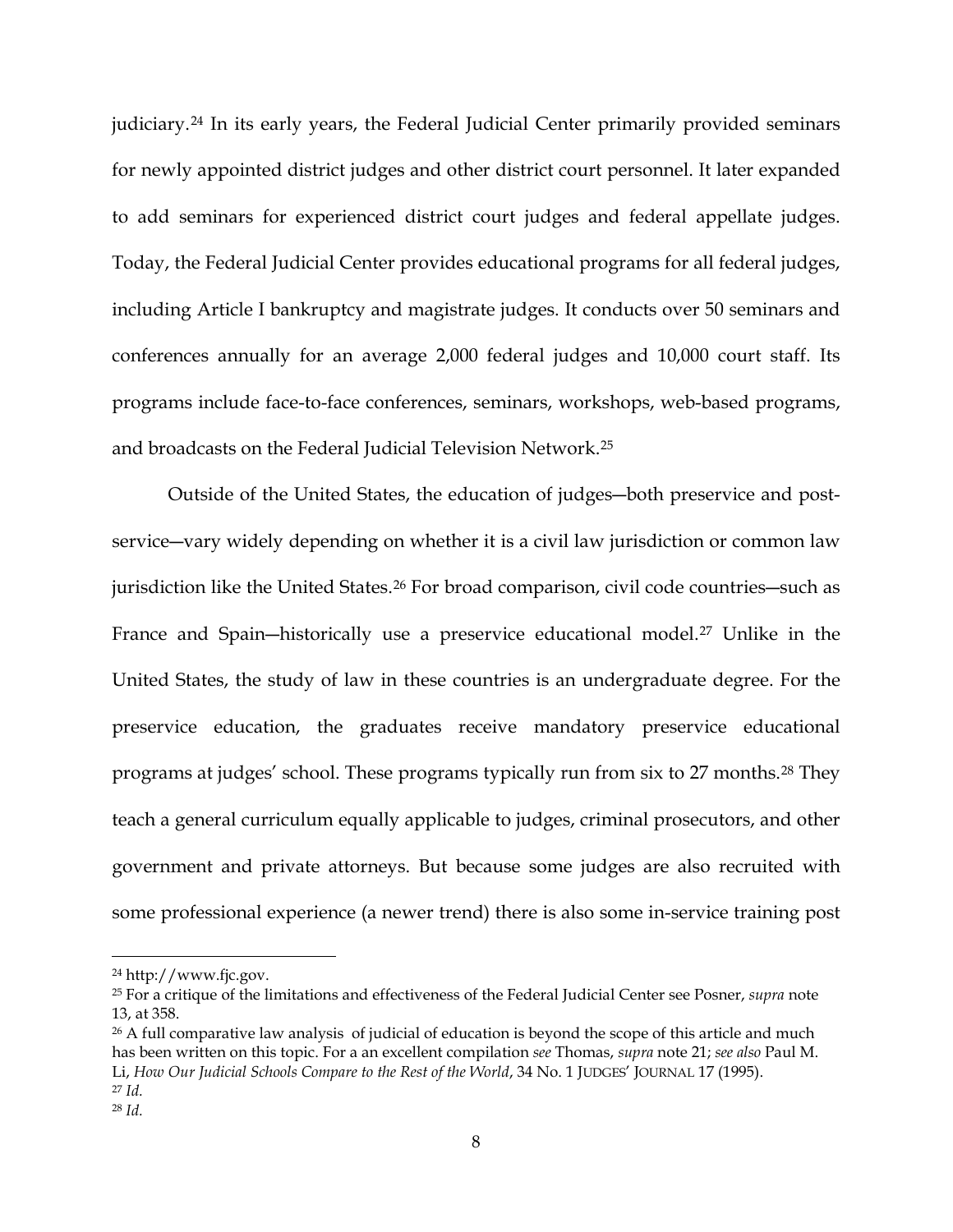judiciary.[24] In its early years, the Federal Judicial Center primarily provided seminars for newly appointed district judges and other district court personnel. It later expanded to add seminars for experienced district court judges and federal appellate judges. Today, the Federal Judicial Center provides educational programs for all federal judges, including Article I bankruptcy and magistrate judges. It conducts over 50 seminars and conferences annually for an average 2,000 federal judges and 10,000 court staff. Its programs include face-to-face conferences, seminars, workshops, web-based programs, and broadcasts on the Federal Judicial Television Network.[25]

Outside of the United States, the education of judges—both preservice and post-service—vary widely depending on whether it is a civil law jurisdiction or common law jurisdiction like the United States.[26] For broad comparison, civil code countries—such as France and Spain—historically use a preservice educational model.[27] Unlike in the United States, the study of law in these countries is an undergraduate degree. For the preservice education, the graduates receive mandatory preservice educational programs at judges' school. These programs typically run from six to 27 months.[28] They teach a general curriculum equally applicable to judges, criminal prosecutors, and other government and private attorneys. But because some judges are also recruited with some professional experience (a newer trend) there is also some in-service training post

---

[24] http://www.fjc.gov.

[25] For a critique of the limitations and effectiveness of the Federal Judicial Center see Posner, *supra* note 13, at 358.

[26] A full comparative law analysis of judicial of education is beyond the scope of this article and much has been written on this topic. For a an excellent compilation *see* Thomas, *supra* note 21; *see also* Paul M. Li, *How Our Judicial Schools Compare to the Rest of the World*, 34 No. 1 JUDGES' JOURNAL 17 (1995).

[27] *Id.*

[28] *Id.*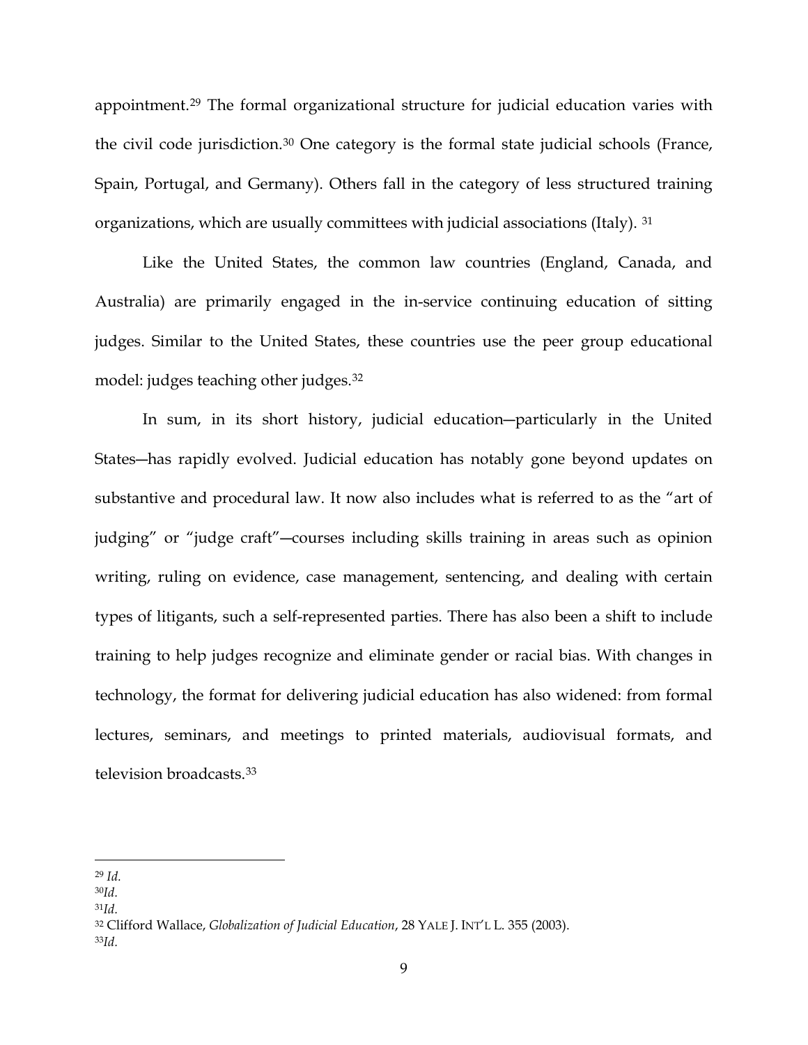appointment.[29] The formal organizational structure for judicial education varies with the civil code jurisdiction.[30] One category is the formal state judicial schools (France, Spain, Portugal, and Germany). Others fall in the category of less structured training organizations, which are usually committees with judicial associations (Italy). [31]

Like the United States, the common law countries (England, Canada, and Australia) are primarily engaged in the in-service continuing education of sitting judges. Similar to the United States, these countries use the peer group educational model: judges teaching other judges.[32]

In sum, in its short history, judicial education—particularly in the United States—has rapidly evolved. Judicial education has notably gone beyond updates on substantive and procedural law. It now also includes what is referred to as the "art of judging" or "judge craft"—courses including skills training in areas such as opinion writing, ruling on evidence, case management, sentencing, and dealing with certain types of litigants, such a self-represented parties. There has also been a shift to include training to help judges recognize and eliminate gender or racial bias. With changes in technology, the format for delivering judicial education has also widened: from formal lectures, seminars, and meetings to printed materials, audiovisual formats, and television broadcasts.[33]

---

[29] *Id.*
[30] *Id.*
[31] *Id.*
[32] Clifford Wallace, *Globalization of Judicial Education*, 28 YALE J. INT'L L. 355 (2003).
[33] *Id.*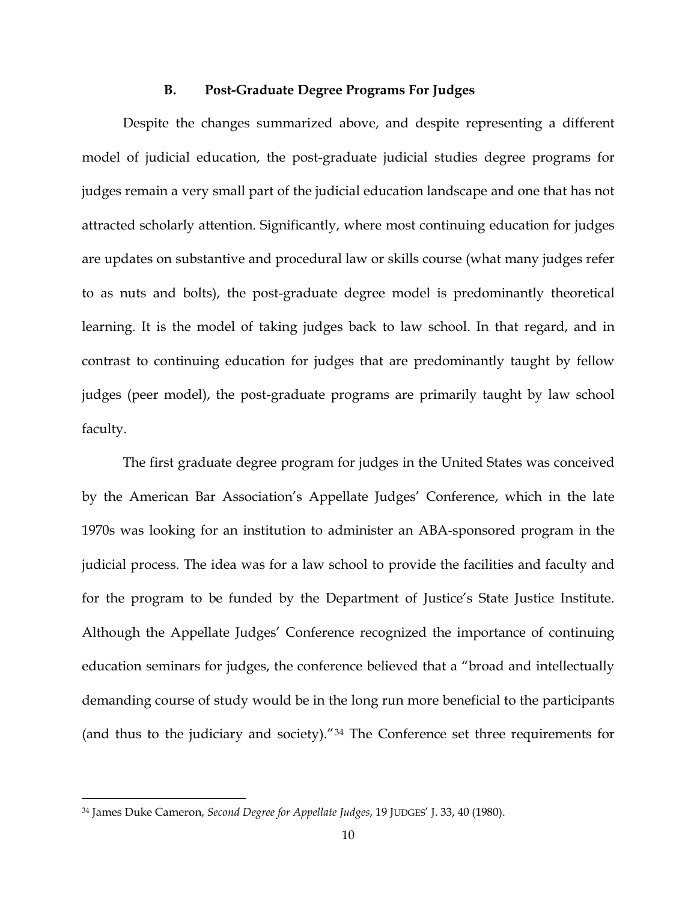### B. Post-Graduate Degree Programs For Judges

Despite the changes summarized above, and despite representing a different model of judicial education, the post-graduate judicial studies degree programs for judges remain a very small part of the judicial education landscape and one that has not attracted scholarly attention. Significantly, where most continuing education for judges are updates on substantive and procedural law or skills course (what many judges refer to as nuts and bolts), the post-graduate degree model is predominantly theoretical learning. It is the model of taking judges back to law school. In that regard, and in contrast to continuing education for judges that are predominantly taught by fellow judges (peer model), the post-graduate programs are primarily taught by law school faculty.

The first graduate degree program for judges in the United States was conceived by the American Bar Association's Appellate Judges' Conference, which in the late 1970s was looking for an institution to administer an ABA-sponsored program in the judicial process. The idea was for a law school to provide the facilities and faculty and for the program to be funded by the Department of Justice's State Justice Institute. Although the Appellate Judges' Conference recognized the importance of continuing education seminars for judges, the conference believed that a "broad and intellectually demanding course of study would be in the long run more beneficial to the participants (and thus to the judiciary and society)."[34] The Conference set three requirements for

---

[34] James Duke Cameron, *Second Degree for Appellate Judges*, 19 JUDGES' J. 33, 40 (1980).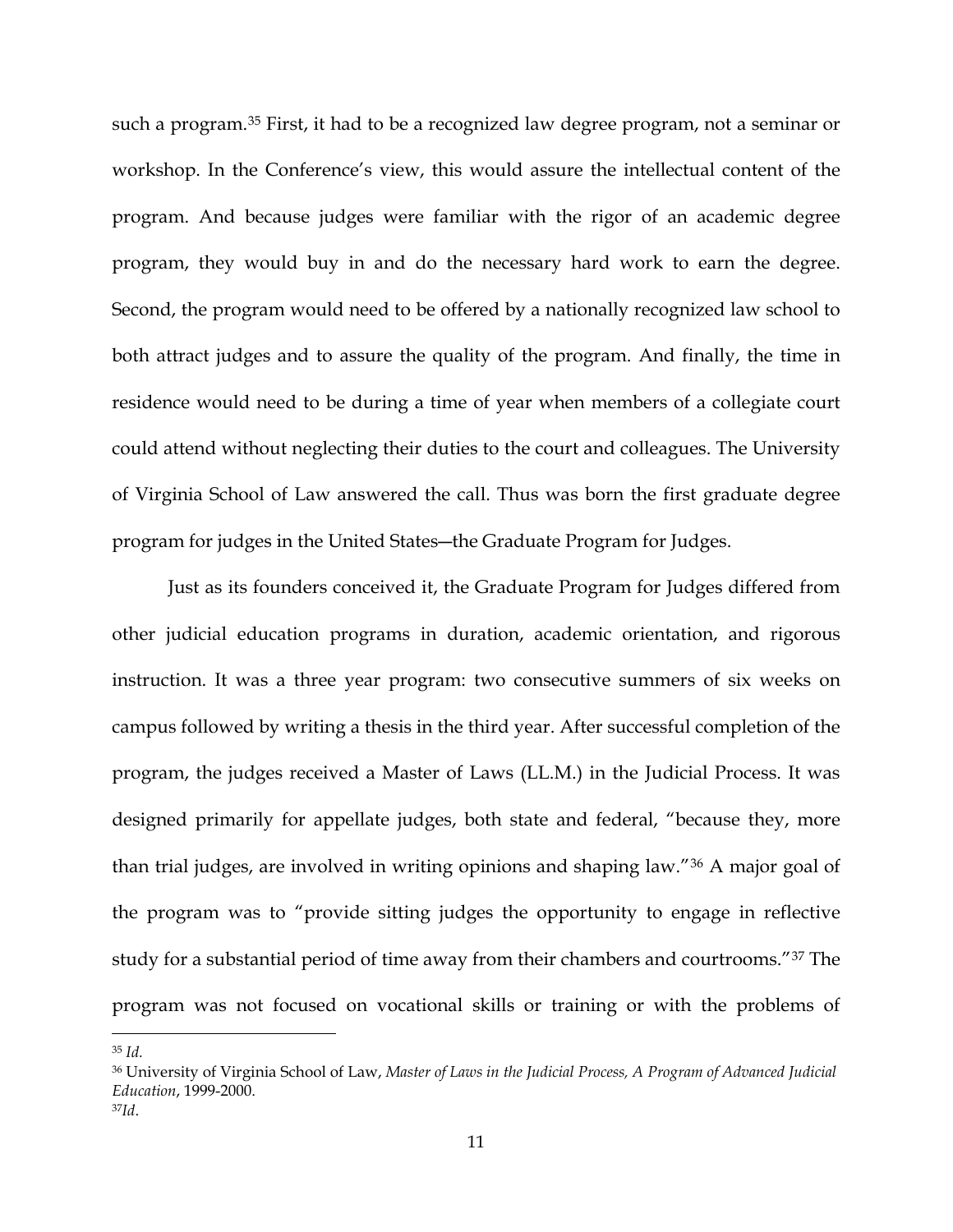such a program.[35] First, it had to be a recognized law degree program, not a seminar or workshop. In the Conference's view, this would assure the intellectual content of the program. And because judges were familiar with the rigor of an academic degree program, they would buy in and do the necessary hard work to earn the degree. Second, the program would need to be offered by a nationally recognized law school to both attract judges and to assure the quality of the program. And finally, the time in residence would need to be during a time of year when members of a collegiate court could attend without neglecting their duties to the court and colleagues. The University of Virginia School of Law answered the call. Thus was born the first graduate degree program for judges in the United States—the Graduate Program for Judges.

Just as its founders conceived it, the Graduate Program for Judges differed from other judicial education programs in duration, academic orientation, and rigorous instruction. It was a three year program: two consecutive summers of six weeks on campus followed by writing a thesis in the third year. After successful completion of the program, the judges received a Master of Laws (LL.M.) in the Judicial Process. It was designed primarily for appellate judges, both state and federal, "because they, more than trial judges, are involved in writing opinions and shaping law."[36] A major goal of the program was to "provide sitting judges the opportunity to engage in reflective study for a substantial period of time away from their chambers and courtrooms."[37] The program was not focused on vocational skills or training or with the problems of

---

[35] *Id.*

[36] University of Virginia School of Law, *Master of Laws in the Judicial Process, A Program of Advanced Judicial Education*, 1999-2000.

[37] *Id.*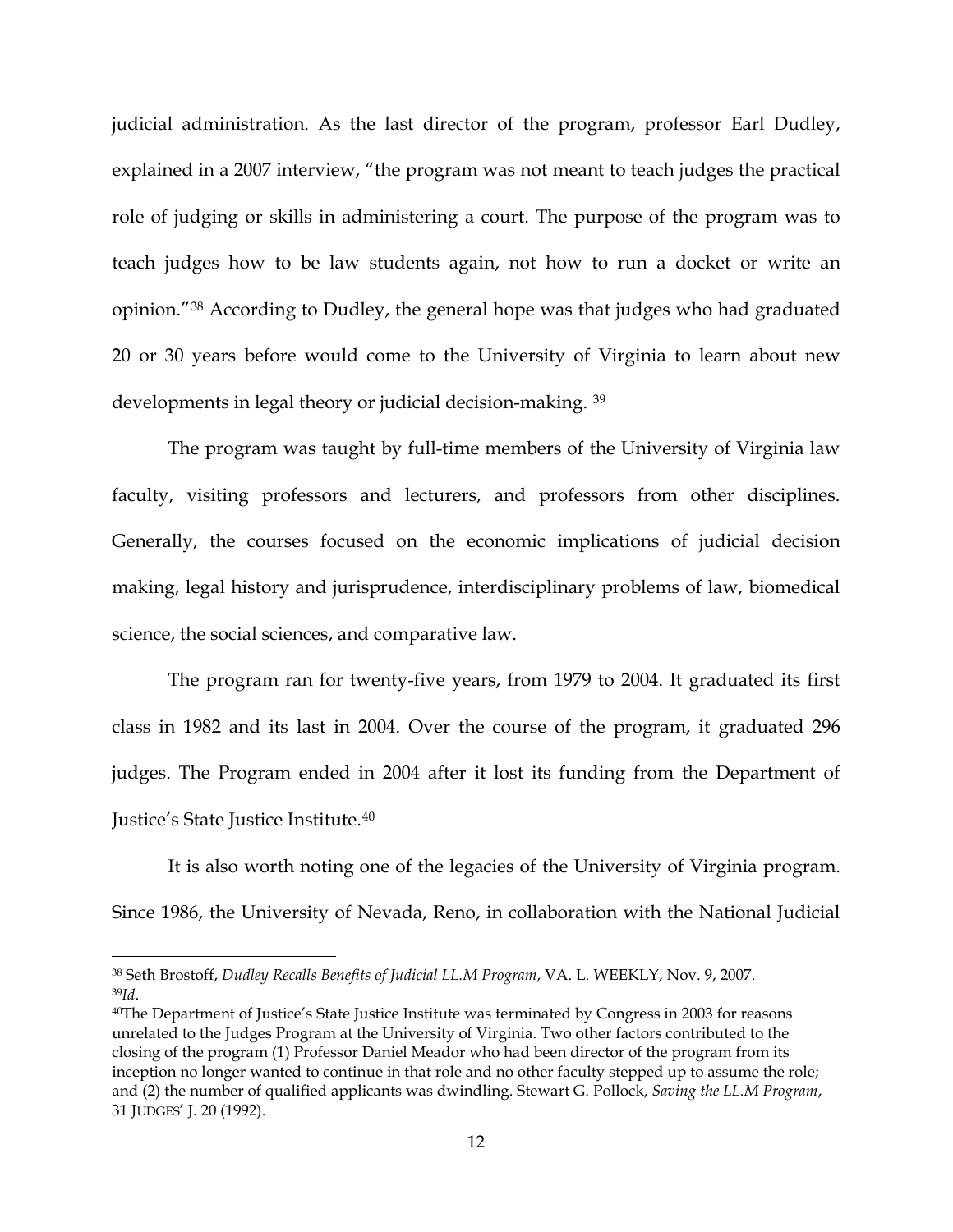judicial administration. As the last director of the program, professor Earl Dudley, explained in a 2007 interview, "the program was not meant to teach judges the practical role of judging or skills in administering a court. The purpose of the program was to teach judges how to be law students again, not how to run a docket or write an opinion."[38] According to Dudley, the general hope was that judges who had graduated 20 or 30 years before would come to the University of Virginia to learn about new developments in legal theory or judicial decision-making. [39]

The program was taught by full-time members of the University of Virginia law faculty, visiting professors and lecturers, and professors from other disciplines. Generally, the courses focused on the economic implications of judicial decision making, legal history and jurisprudence, interdisciplinary problems of law, biomedical science, the social sciences, and comparative law.

The program ran for twenty-five years, from 1979 to 2004. It graduated its first class in 1982 and its last in 2004. Over the course of the program, it graduated 296 judges. The Program ended in 2004 after it lost its funding from the Department of Justice's State Justice Institute.[40]

It is also worth noting one of the legacies of the University of Virginia program. Since 1986, the University of Nevada, Reno, in collaboration with the National Judicial

---

[38] Seth Brostoff, *Dudley Recalls Benefits of Judicial LL.M Program*, VA. L. WEEKLY, Nov. 9, 2007.

[39] *Id*.

[40] The Department of Justice's State Justice Institute was terminated by Congress in 2003 for reasons unrelated to the Judges Program at the University of Virginia. Two other factors contributed to the closing of the program (1) Professor Daniel Meador who had been director of the program from its inception no longer wanted to continue in that role and no other faculty stepped up to assume the role; and (2) the number of qualified applicants was dwindling. Stewart G. Pollock, *Saving the LL.M Program*, 31 JUDGES' J. 20 (1992).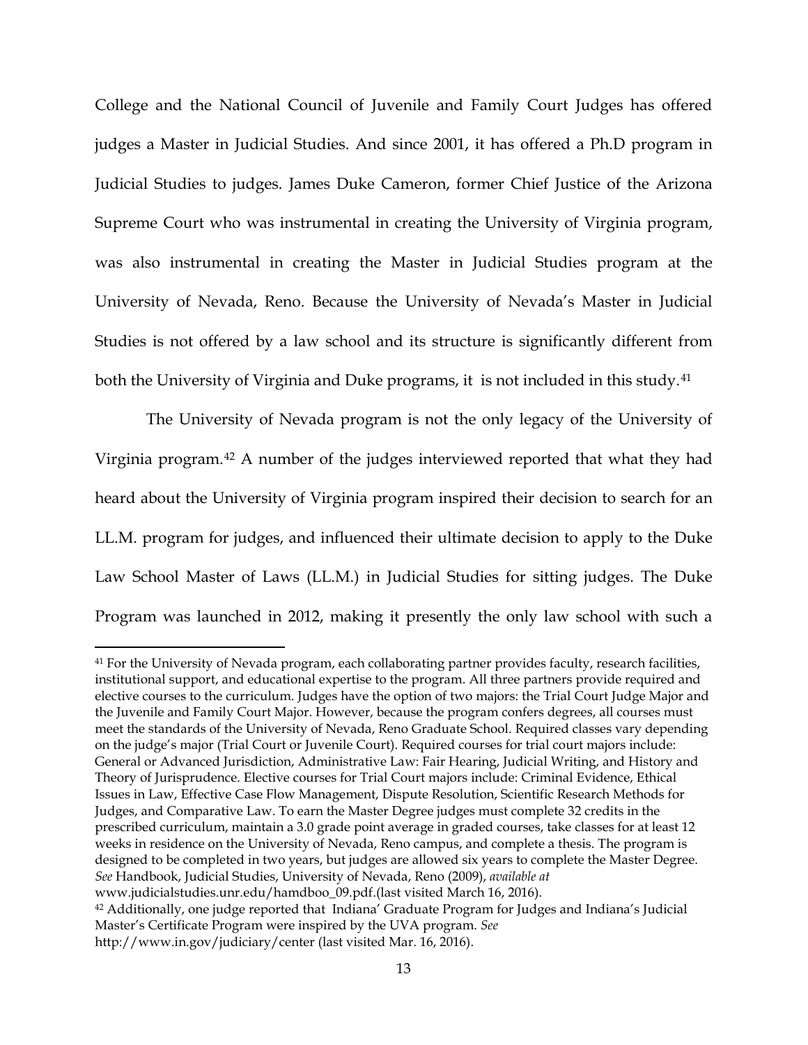College and the National Council of Juvenile and Family Court Judges has offered judges a Master in Judicial Studies. And since 2001, it has offered a Ph.D program in Judicial Studies to judges. James Duke Cameron, former Chief Justice of the Arizona Supreme Court who was instrumental in creating the University of Virginia program, was also instrumental in creating the Master in Judicial Studies program at the University of Nevada, Reno. Because the University of Nevada's Master in Judicial Studies is not offered by a law school and its structure is significantly different from both the University of Virginia and Duke programs, it is not included in this study.[41]

The University of Nevada program is not the only legacy of the University of Virginia program.[42] A number of the judges interviewed reported that what they had heard about the University of Virginia program inspired their decision to search for an LL.M. program for judges, and influenced their ultimate decision to apply to the Duke Law School Master of Laws (LL.M.) in Judicial Studies for sitting judges. The Duke Program was launched in 2012, making it presently the only law school with such a

---

[41] For the University of Nevada program, each collaborating partner provides faculty, research facilities, institutional support, and educational expertise to the program. All three partners provide required and elective courses to the curriculum. Judges have the option of two majors: the Trial Court Judge Major and the Juvenile and Family Court Major. However, because the program confers degrees, all courses must meet the standards of the University of Nevada, Reno Graduate School. Required classes vary depending on the judge's major (Trial Court or Juvenile Court). Required courses for trial court majors include: General or Advanced Jurisdiction, Administrative Law: Fair Hearing, Judicial Writing, and History and Theory of Jurisprudence. Elective courses for Trial Court majors include: Criminal Evidence, Ethical Issues in Law, Effective Case Flow Management, Dispute Resolution, Scientific Research Methods for Judges, and Comparative Law. To earn the Master Degree judges must complete 32 credits in the prescribed curriculum, maintain a 3.0 grade point average in graded courses, take classes for at least 12 weeks in residence on the University of Nevada, Reno campus, and complete a thesis. The program is designed to be completed in two years, but judges are allowed six years to complete the Master Degree. *See* Handbook, Judicial Studies, University of Nevada, Reno (2009), *available at* www.judicialstudies.unr.edu/hamdboo_09.pdf.(last visited March 16, 2016).

[42] Additionally, one judge reported that Indiana' Graduate Program for Judges and Indiana's Judicial Master's Certificate Program were inspired by the UVA program. *See* http://www.in.gov/judiciary/center (last visited Mar. 16, 2016).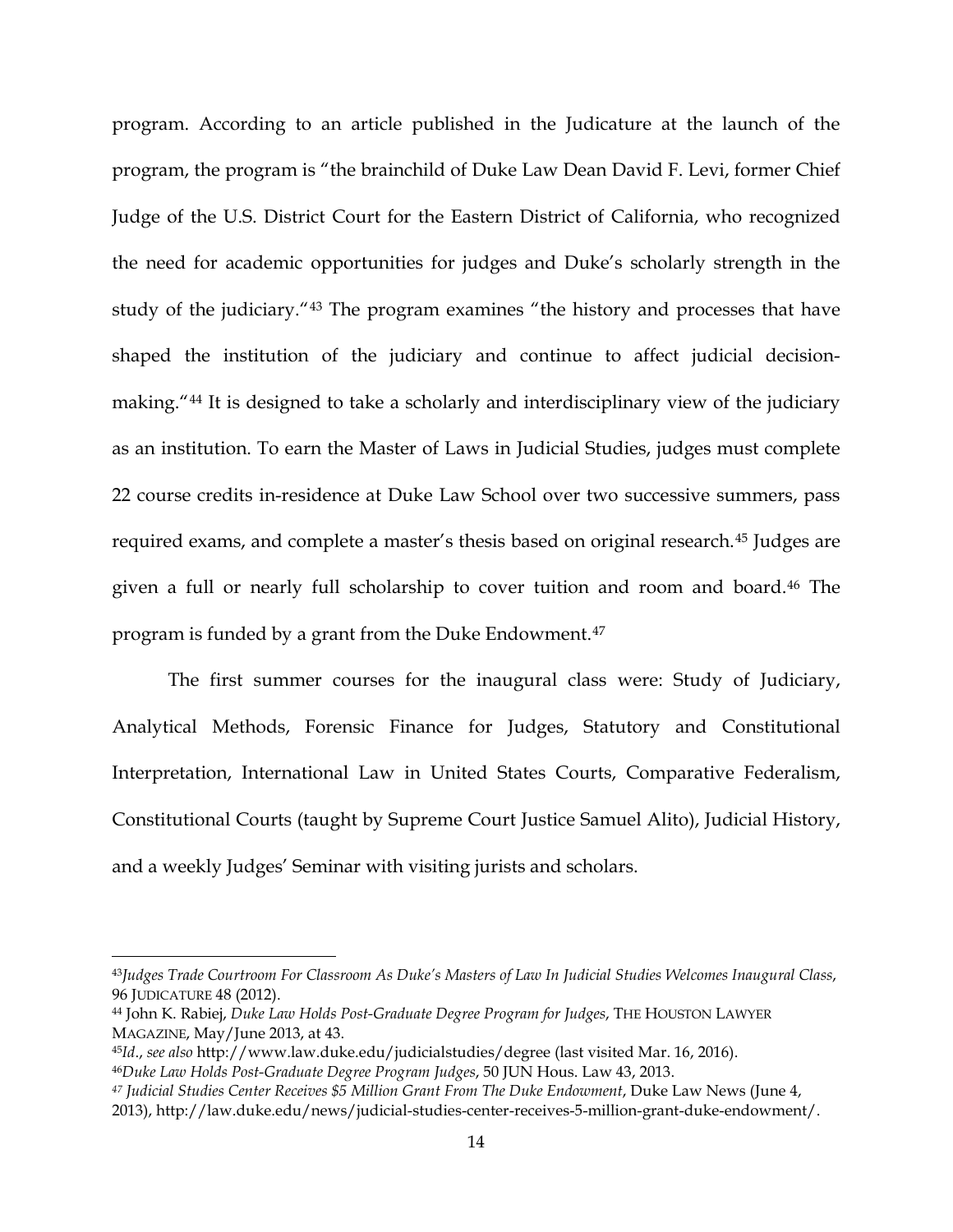program. According to an article published in the Judicature at the launch of the program, the program is "the brainchild of Duke Law Dean David F. Levi, former Chief Judge of the U.S. District Court for the Eastern District of California, who recognized the need for academic opportunities for judges and Duke's scholarly strength in the study of the judiciary."[43] The program examines "the history and processes that have shaped the institution of the judiciary and continue to affect judicial decision-making."[44] It is designed to take a scholarly and interdisciplinary view of the judiciary as an institution. To earn the Master of Laws in Judicial Studies, judges must complete 22 course credits in-residence at Duke Law School over two successive summers, pass required exams, and complete a master's thesis based on original research.[45] Judges are given a full or nearly full scholarship to cover tuition and room and board.[46] The program is funded by a grant from the Duke Endowment.[47]

The first summer courses for the inaugural class were: Study of Judiciary, Analytical Methods, Forensic Finance for Judges, Statutory and Constitutional Interpretation, International Law in United States Courts, Comparative Federalism, Constitutional Courts (taught by Supreme Court Justice Samuel Alito), Judicial History, and a weekly Judges' Seminar with visiting jurists and scholars.

---

[43] *Judges Trade Courtroom For Classroom As Duke's Masters of Law In Judicial Studies Welcomes Inaugural Class*, 96 JUDICATURE 48 (2012).

[44] John K. Rabiej, *Duke Law Holds Post-Graduate Degree Program for Judges*, THE HOUSTON LAWYER MAGAZINE, May/June 2013, at 43.

[45] *Id*., *see also* http://www.law.duke.edu/judicialstudies/degree (last visited Mar. 16, 2016).

[46] *Duke Law Holds Post-Graduate Degree Program Judges*, 50 JUN Hous. Law 43, 2013.

[47] *Judicial Studies Center Receives $5 Million Grant From The Duke Endowment*, Duke Law News (June 4, 2013), http://law.duke.edu/news/judicial-studies-center-receives-5-million-grant-duke-endowment/.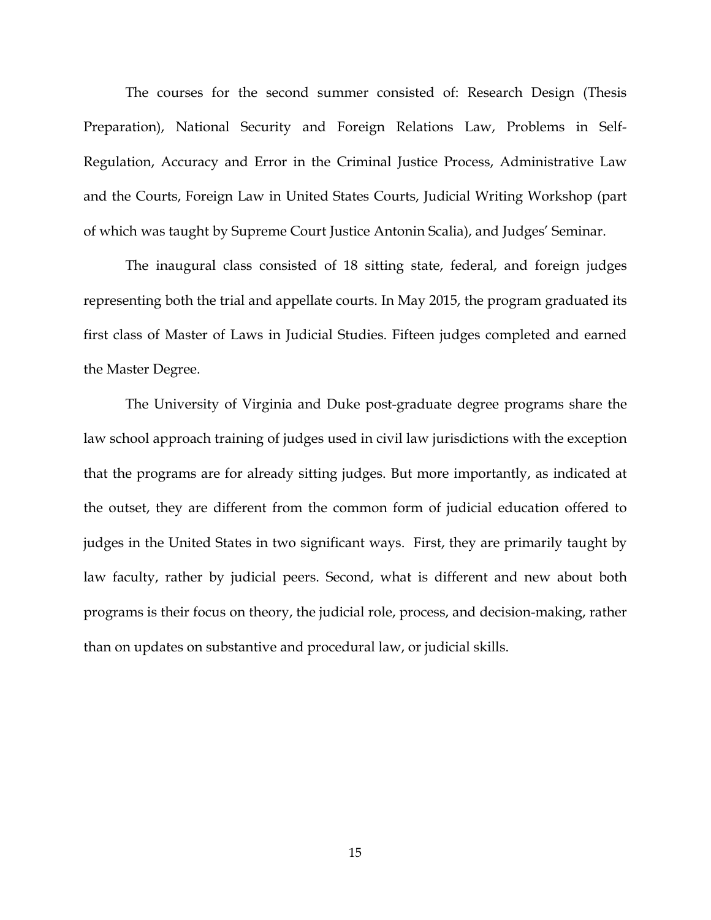The courses for the second summer consisted of: Research Design (Thesis Preparation), National Security and Foreign Relations Law, Problems in Self-Regulation, Accuracy and Error in the Criminal Justice Process, Administrative Law and the Courts, Foreign Law in United States Courts, Judicial Writing Workshop (part of which was taught by Supreme Court Justice Antonin Scalia), and Judges' Seminar.

The inaugural class consisted of 18 sitting state, federal, and foreign judges representing both the trial and appellate courts. In May 2015, the program graduated its first class of Master of Laws in Judicial Studies. Fifteen judges completed and earned the Master Degree.

The University of Virginia and Duke post-graduate degree programs share the law school approach training of judges used in civil law jurisdictions with the exception that the programs are for already sitting judges. But more importantly, as indicated at the outset, they are different from the common form of judicial education offered to judges in the United States in two significant ways. First, they are primarily taught by law faculty, rather by judicial peers. Second, what is different and new about both programs is their focus on theory, the judicial role, process, and decision-making, rather than on updates on substantive and procedural law, or judicial skills.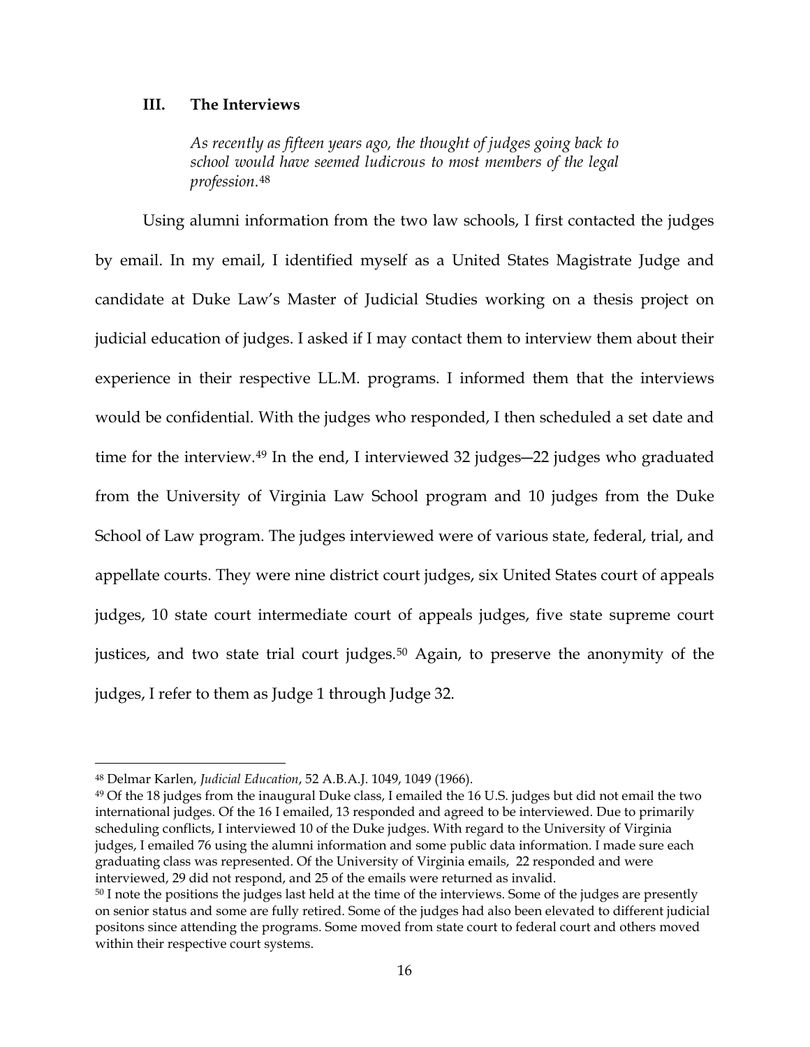### III. The Interviews

> *As recently as fifteen years ago, the thought of judges going back to school would have seemed ludicrous to most members of the legal profession.*[48]

Using alumni information from the two law schools, I first contacted the judges by email. In my email, I identified myself as a United States Magistrate Judge and candidate at Duke Law's Master of Judicial Studies working on a thesis project on judicial education of judges. I asked if I may contact them to interview them about their experience in their respective LL.M. programs. I informed them that the interviews would be confidential. With the judges who responded, I then scheduled a set date and time for the interview.[49] In the end, I interviewed 32 judges—22 judges who graduated from the University of Virginia Law School program and 10 judges from the Duke School of Law program. The judges interviewed were of various state, federal, trial, and appellate courts. They were nine district court judges, six United States court of appeals judges, 10 state court intermediate court of appeals judges, five state supreme court justices, and two state trial court judges.[50] Again, to preserve the anonymity of the judges, I refer to them as Judge 1 through Judge 32.

---

[48] Delmar Karlen, *Judicial Education*, 52 A.B.A.J. 1049, 1049 (1966).

[49] Of the 18 judges from the inaugural Duke class, I emailed the 16 U.S. judges but did not email the two international judges. Of the 16 I emailed, 13 responded and agreed to be interviewed. Due to primarily scheduling conflicts, I interviewed 10 of the Duke judges. With regard to the University of Virginia judges, I emailed 76 using the alumni information and some public data information. I made sure each graduating class was represented. Of the University of Virginia emails, 22 responded and were interviewed, 29 did not respond, and 25 of the emails were returned as invalid.

[50] I note the positions the judges last held at the time of the interviews. Some of the judges are presently on senior status and some are fully retired. Some of the judges had also been elevated to different judicial positons since attending the programs. Some moved from state court to federal court and others moved within their respective court systems.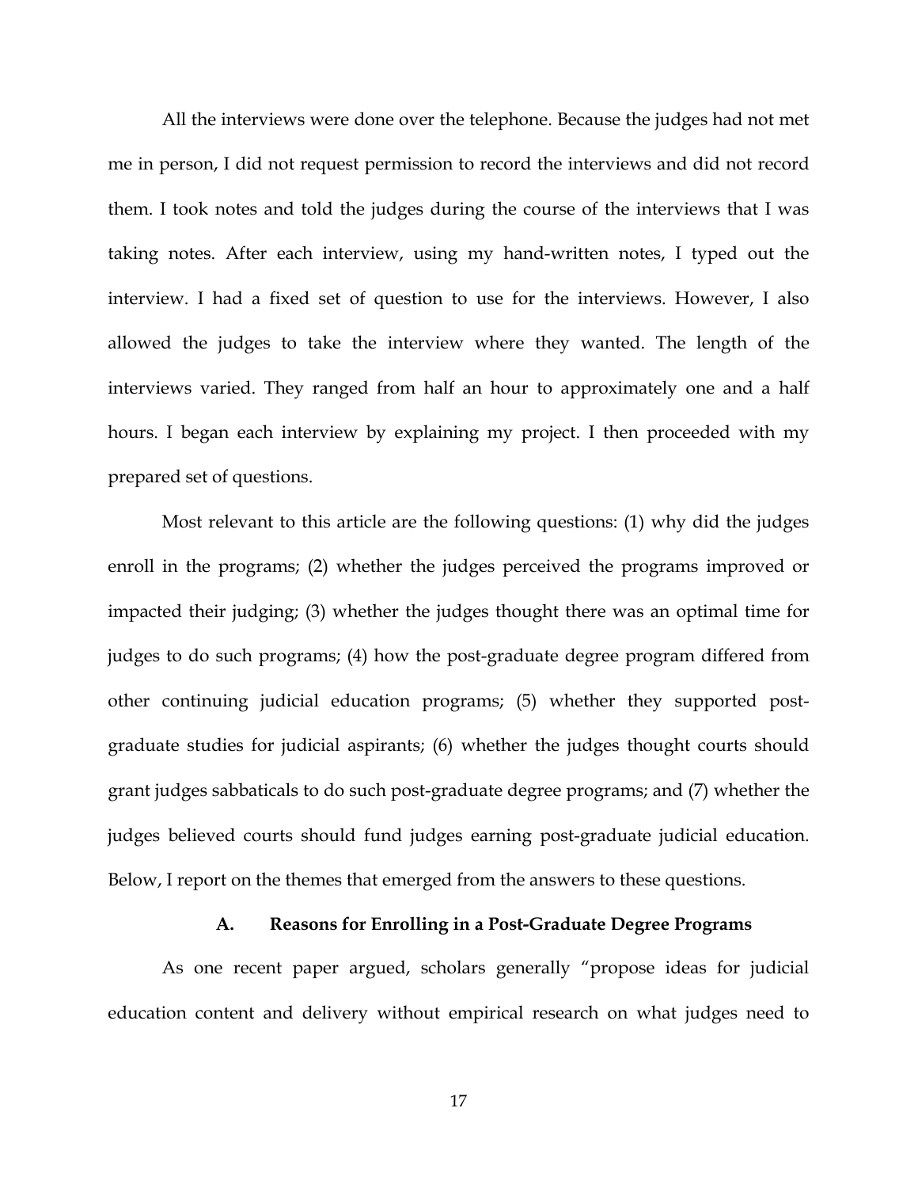All the interviews were done over the telephone. Because the judges had not met me in person, I did not request permission to record the interviews and did not record them. I took notes and told the judges during the course of the interviews that I was taking notes. After each interview, using my hand-written notes, I typed out the interview. I had a fixed set of question to use for the interviews. However, I also allowed the judges to take the interview where they wanted. The length of the interviews varied. They ranged from half an hour to approximately one and a half hours. I began each interview by explaining my project. I then proceeded with my prepared set of questions.

Most relevant to this article are the following questions: (1) why did the judges enroll in the programs; (2) whether the judges perceived the programs improved or impacted their judging; (3) whether the judges thought there was an optimal time for judges to do such programs; (4) how the post-graduate degree program differed from other continuing judicial education programs; (5) whether they supported post-graduate studies for judicial aspirants; (6) whether the judges thought courts should grant judges sabbaticals to do such post-graduate degree programs; and (7) whether the judges believed courts should fund judges earning post-graduate judicial education. Below, I report on the themes that emerged from the answers to these questions.

### A. Reasons for Enrolling in a Post-Graduate Degree Programs

As one recent paper argued, scholars generally "propose ideas for judicial education content and delivery without empirical research on what judges need to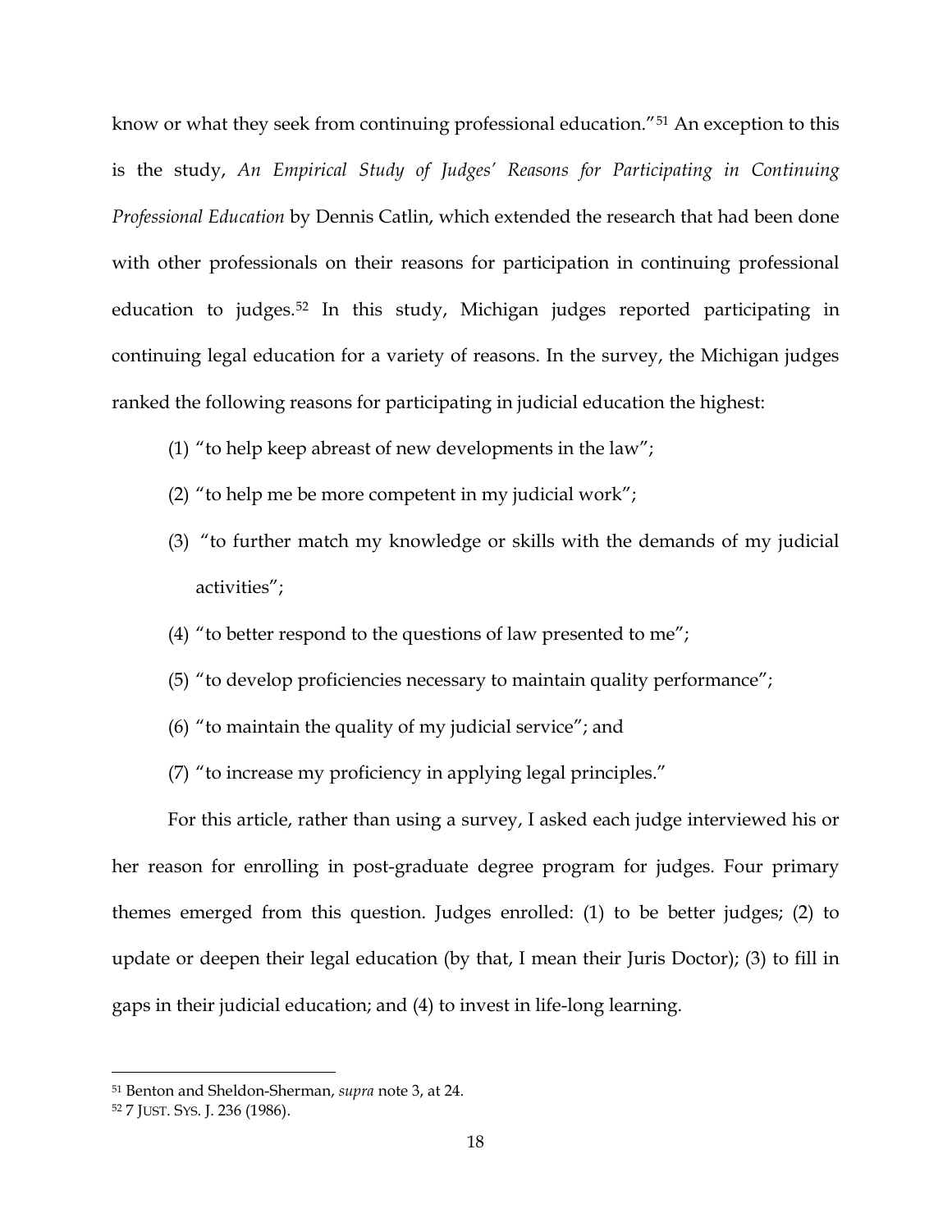know or what they seek from continuing professional education."[51] An exception to this is the study, *An Empirical Study of Judges' Reasons for Participating in Continuing Professional Education* by Dennis Catlin, which extended the research that had been done with other professionals on their reasons for participation in continuing professional education to judges.[52] In this study, Michigan judges reported participating in continuing legal education for a variety of reasons. In the survey, the Michigan judges ranked the following reasons for participating in judicial education the highest:

(1) "to help keep abreast of new developments in the law";

(2) "to help me be more competent in my judicial work";

(3) "to further match my knowledge or skills with the demands of my judicial activities";

(4) "to better respond to the questions of law presented to me";

(5) "to develop proficiencies necessary to maintain quality performance";

(6) "to maintain the quality of my judicial service"; and

(7) "to increase my proficiency in applying legal principles."

For this article, rather than using a survey, I asked each judge interviewed his or her reason for enrolling in post-graduate degree program for judges. Four primary themes emerged from this question. Judges enrolled: (1) to be better judges; (2) to update or deepen their legal education (by that, I mean their Juris Doctor); (3) to fill in gaps in their judicial education; and (4) to invest in life-long learning.

---

[51] Benton and Sheldon-Sherman, *supra* note 3, at 24.

[52] 7 JUST. SYS. J. 236 (1986).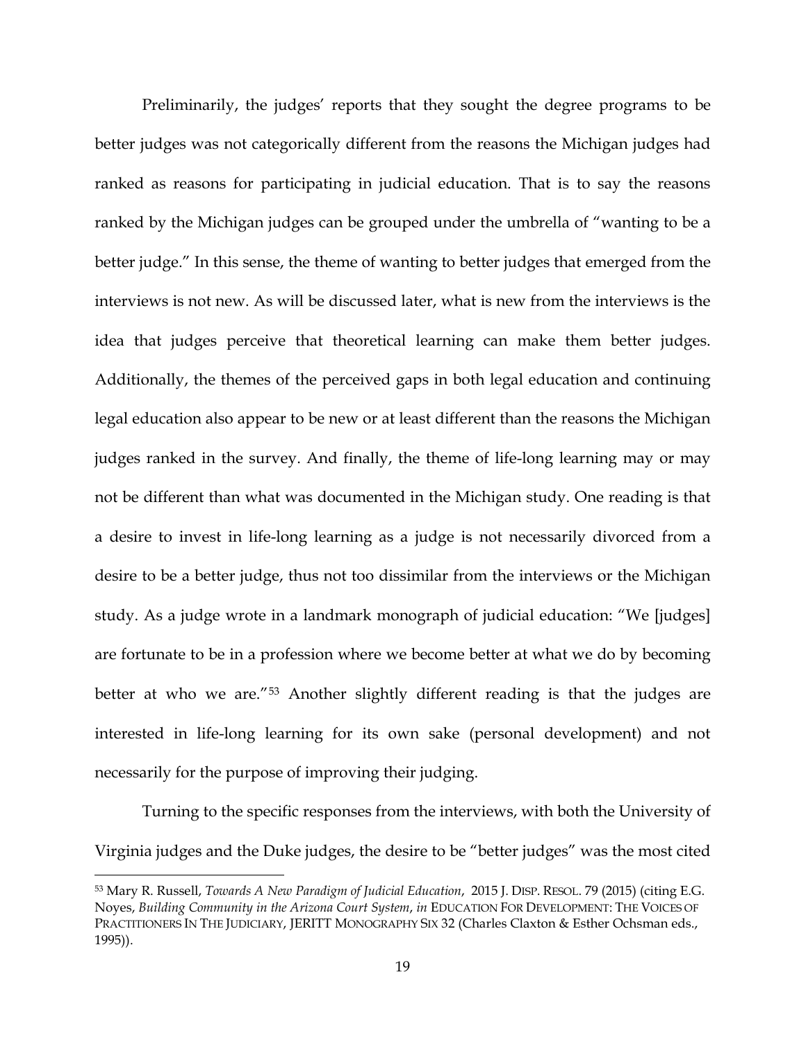Preliminarily, the judges' reports that they sought the degree programs to be better judges was not categorically different from the reasons the Michigan judges had ranked as reasons for participating in judicial education. That is to say the reasons ranked by the Michigan judges can be grouped under the umbrella of "wanting to be a better judge." In this sense, the theme of wanting to better judges that emerged from the interviews is not new. As will be discussed later, what is new from the interviews is the idea that judges perceive that theoretical learning can make them better judges. Additionally, the themes of the perceived gaps in both legal education and continuing legal education also appear to be new or at least different than the reasons the Michigan judges ranked in the survey. And finally, the theme of life-long learning may or may not be different than what was documented in the Michigan study. One reading is that a desire to invest in life-long learning as a judge is not necessarily divorced from a desire to be a better judge, thus not too dissimilar from the interviews or the Michigan study. As a judge wrote in a landmark monograph of judicial education: "We [judges] are fortunate to be in a profession where we become better at what we do by becoming better at who we are."[53] Another slightly different reading is that the judges are interested in life-long learning for its own sake (personal development) and not necessarily for the purpose of improving their judging.

Turning to the specific responses from the interviews, with both the University of Virginia judges and the Duke judges, the desire to be "better judges" was the most cited

---

[53] Mary R. Russell, *Towards A New Paradigm of Judicial Education*, 2015 J. DISP. RESOL. 79 (2015) (citing E.G. Noyes, *Building Community in the Arizona Court System*, *in* EDUCATION FOR DEVELOPMENT: THE VOICES OF PRACTITIONERS IN THE JUDICIARY, JERITT MONOGRAPHY SIX 32 (Charles Claxton & Esther Ochsman eds., 1995)).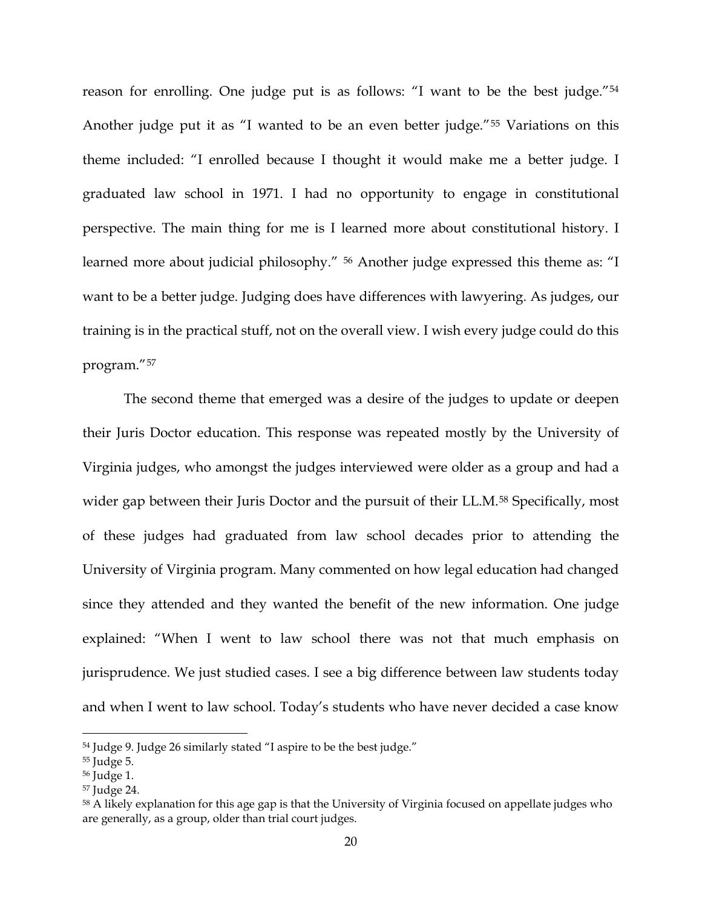reason for enrolling. One judge put is as follows: "I want to be the best judge."[54] Another judge put it as "I wanted to be an even better judge."[55] Variations on this theme included: "I enrolled because I thought it would make me a better judge. I graduated law school in 1971. I had no opportunity to engage in constitutional perspective. The main thing for me is I learned more about constitutional history. I learned more about judicial philosophy." [56] Another judge expressed this theme as: "I want to be a better judge. Judging does have differences with lawyering. As judges, our training is in the practical stuff, not on the overall view. I wish every judge could do this program."[57]

The second theme that emerged was a desire of the judges to update or deepen their Juris Doctor education. This response was repeated mostly by the University of Virginia judges, who amongst the judges interviewed were older as a group and had a wider gap between their Juris Doctor and the pursuit of their LL.M.[58] Specifically, most of these judges had graduated from law school decades prior to attending the University of Virginia program. Many commented on how legal education had changed since they attended and they wanted the benefit of the new information. One judge explained: "When I went to law school there was not that much emphasis on jurisprudence. We just studied cases. I see a big difference between law students today and when I went to law school. Today's students who have never decided a case know

---

[54] Judge 9. Judge 26 similarly stated "I aspire to be the best judge."

[55] Judge 5.

[56] Judge 1.

[57] Judge 24.

[58] A likely explanation for this age gap is that the University of Virginia focused on appellate judges who are generally, as a group, older than trial court judges.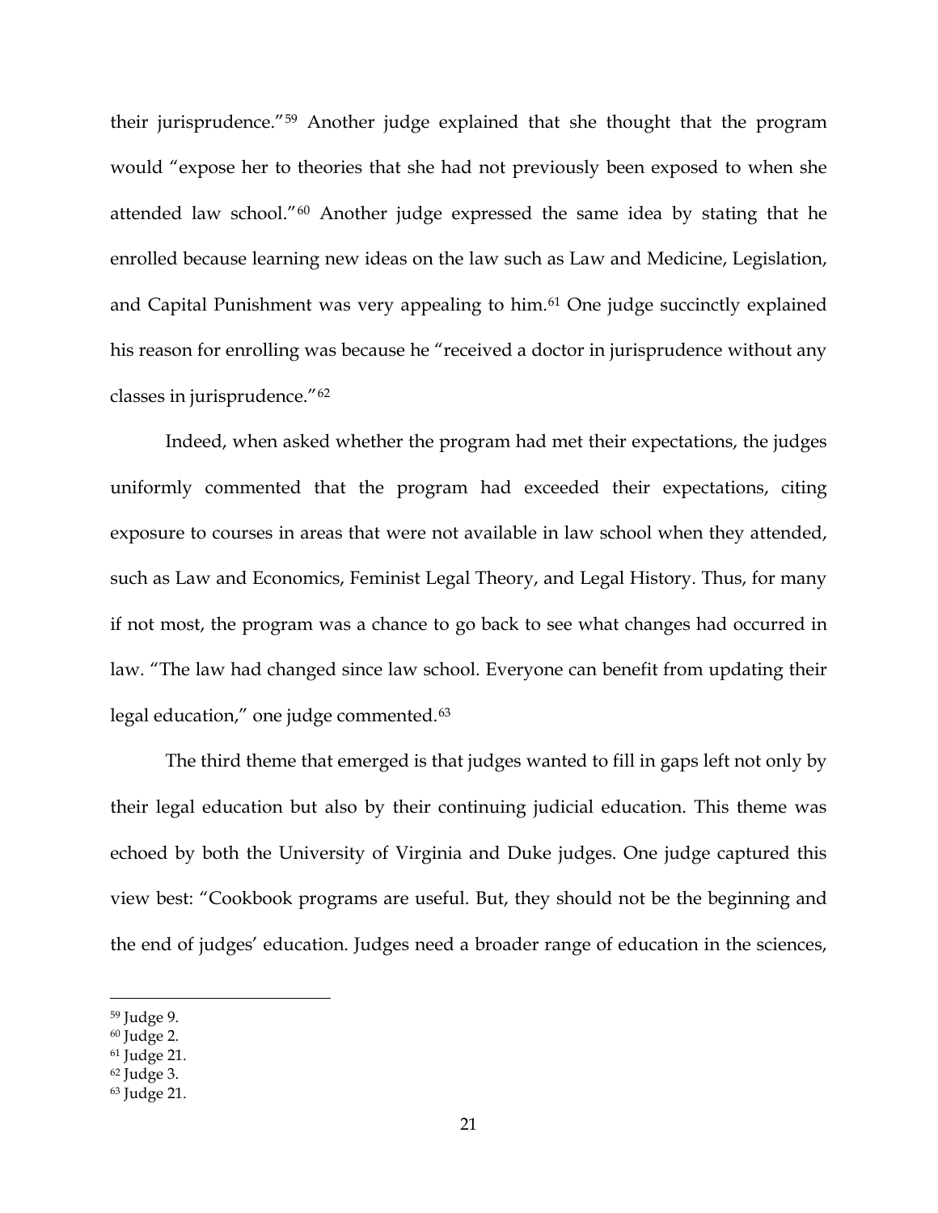their jurisprudence."[59] Another judge explained that she thought that the program would "expose her to theories that she had not previously been exposed to when she attended law school."[60] Another judge expressed the same idea by stating that he enrolled because learning new ideas on the law such as Law and Medicine, Legislation, and Capital Punishment was very appealing to him.[61] One judge succinctly explained his reason for enrolling was because he "received a doctor in jurisprudence without any classes in jurisprudence."[62]

Indeed, when asked whether the program had met their expectations, the judges uniformly commented that the program had exceeded their expectations, citing exposure to courses in areas that were not available in law school when they attended, such as Law and Economics, Feminist Legal Theory, and Legal History. Thus, for many if not most, the program was a chance to go back to see what changes had occurred in law. "The law had changed since law school. Everyone can benefit from updating their legal education," one judge commented.[63]

The third theme that emerged is that judges wanted to fill in gaps left not only by their legal education but also by their continuing judicial education. This theme was echoed by both the University of Virginia and Duke judges. One judge captured this view best: "Cookbook programs are useful. But, they should not be the beginning and the end of judges' education. Judges need a broader range of education in the sciences,

---

[59] Judge 9.

[60] Judge 2.

[61] Judge 21.

[62] Judge 3.

[63] Judge 21.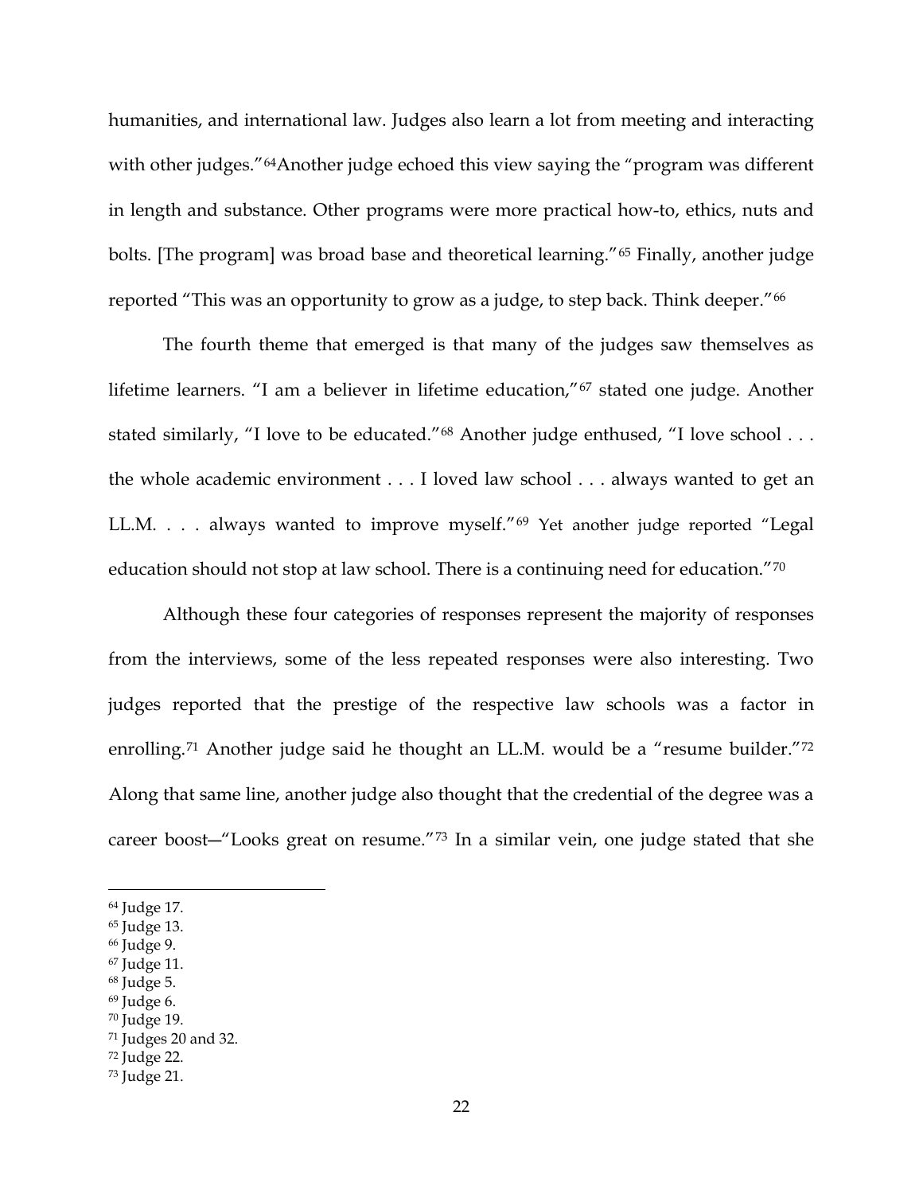humanities, and international law. Judges also learn a lot from meeting and interacting with other judges."[64]Another judge echoed this view saying the "program was different in length and substance. Other programs were more practical how-to, ethics, nuts and bolts. [The program] was broad base and theoretical learning."[65] Finally, another judge reported "This was an opportunity to grow as a judge, to step back. Think deeper."[66]

The fourth theme that emerged is that many of the judges saw themselves as lifetime learners. "I am a believer in lifetime education,"[67] stated one judge. Another stated similarly, "I love to be educated."[68] Another judge enthused, "I love school . . . the whole academic environment . . . I loved law school . . . always wanted to get an LL.M. . . . always wanted to improve myself."[69] Yet another judge reported "Legal education should not stop at law school. There is a continuing need for education."[70]

Although these four categories of responses represent the majority of responses from the interviews, some of the less repeated responses were also interesting. Two judges reported that the prestige of the respective law schools was a factor in enrolling.[71] Another judge said he thought an LL.M. would be a "resume builder."[72] Along that same line, another judge also thought that the credential of the degree was a career boost—"Looks great on resume."[73] In a similar vein, one judge stated that she

---

[64] Judge 17.
[65] Judge 13.
[66] Judge 9.
[67] Judge 11.
[68] Judge 5.
[69] Judge 6.
[70] Judge 19.
[71] Judges 20 and 32.
[72] Judge 22.
[73] Judge 21.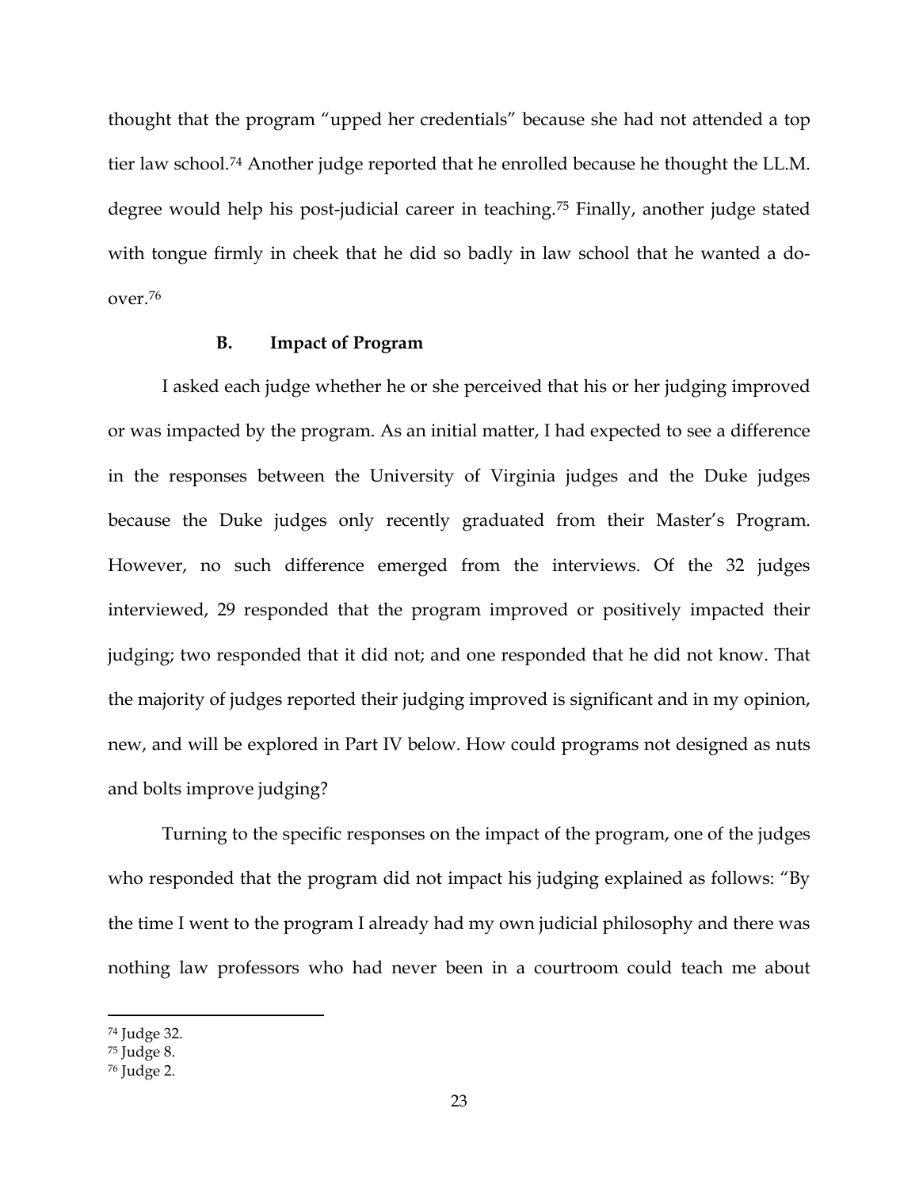thought that the program "upped her credentials" because she had not attended a top tier law school.[74] Another judge reported that he enrolled because he thought the LL.M. degree would help his post-judicial career in teaching.[75] Finally, another judge stated with tongue firmly in cheek that he did so badly in law school that he wanted a do-over.[76]

### B. Impact of Program

I asked each judge whether he or she perceived that his or her judging improved or was impacted by the program. As an initial matter, I had expected to see a difference in the responses between the University of Virginia judges and the Duke judges because the Duke judges only recently graduated from their Master's Program. However, no such difference emerged from the interviews. Of the 32 judges interviewed, 29 responded that the program improved or positively impacted their judging; two responded that it did not; and one responded that he did not know. That the majority of judges reported their judging improved is significant and in my opinion, new, and will be explored in Part IV below. How could programs not designed as nuts and bolts improve judging?

Turning to the specific responses on the impact of the program, one of the judges who responded that the program did not impact his judging explained as follows: "By the time I went to the program I already had my own judicial philosophy and there was nothing law professors who had never been in a courtroom could teach me about

---

[74] Judge 32.

[75] Judge 8.

[76] Judge 2.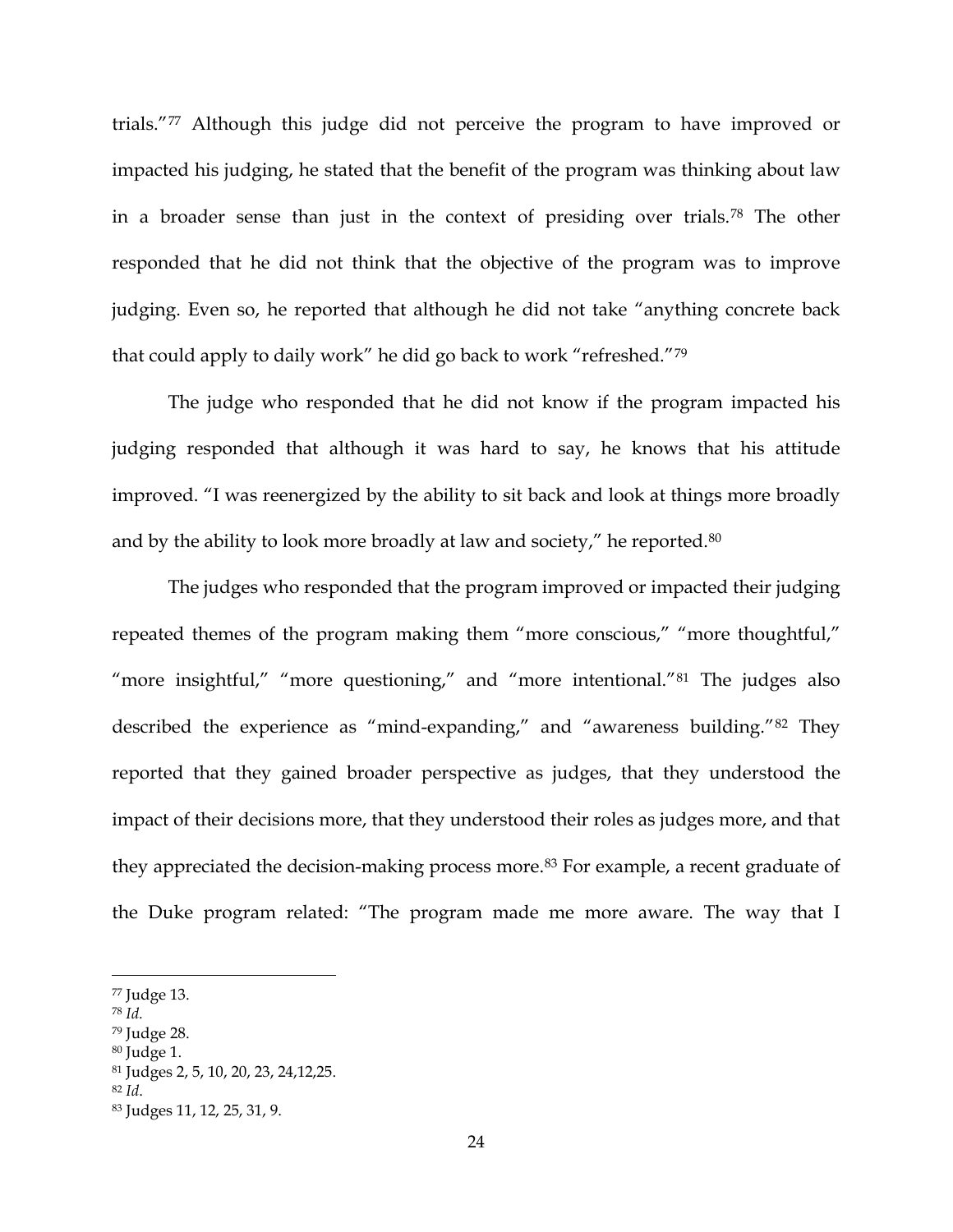trials."[77] Although this judge did not perceive the program to have improved or impacted his judging, he stated that the benefit of the program was thinking about law in a broader sense than just in the context of presiding over trials.[78] The other responded that he did not think that the objective of the program was to improve judging. Even so, he reported that although he did not take "anything concrete back that could apply to daily work" he did go back to work "refreshed."[79]

The judge who responded that he did not know if the program impacted his judging responded that although it was hard to say, he knows that his attitude improved. "I was reenergized by the ability to sit back and look at things more broadly and by the ability to look more broadly at law and society," he reported.[80]

The judges who responded that the program improved or impacted their judging repeated themes of the program making them "more conscious," "more thoughtful," "more insightful," "more questioning," and "more intentional."[81] The judges also described the experience as "mind-expanding," and "awareness building."[82] They reported that they gained broader perspective as judges, that they understood the impact of their decisions more, that they understood their roles as judges more, and that they appreciated the decision-making process more.[83] For example, a recent graduate of the Duke program related: "The program made me more aware. The way that I

---

[77] Judge 13.
[78] *Id.*
[79] Judge 28.
[80] Judge 1.
[81] Judges 2, 5, 10, 20, 23, 24,12,25.
[82] *Id*.
[83] Judges 11, 12, 25, 31, 9.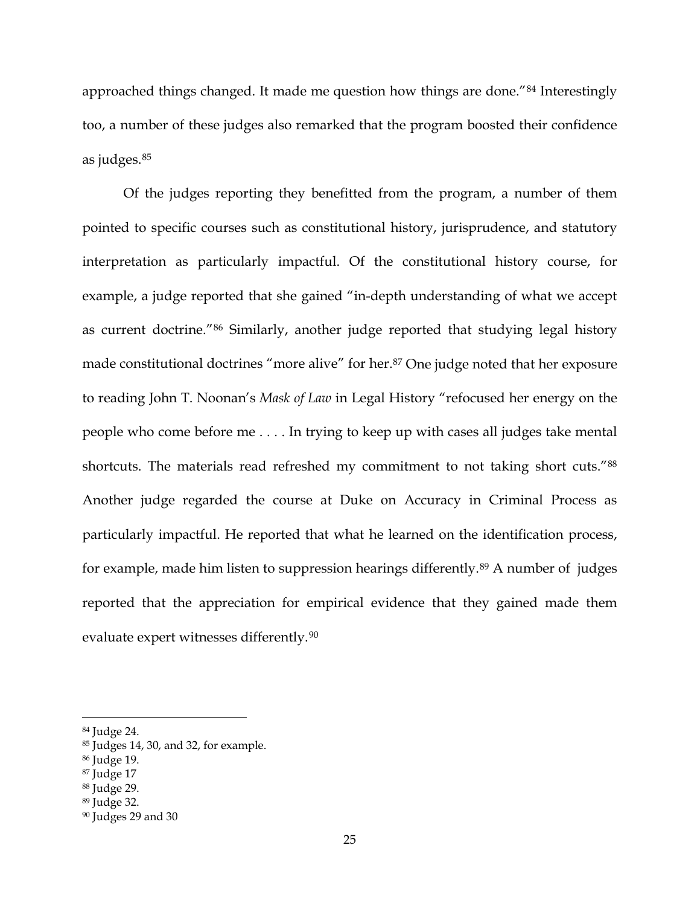approached things changed. It made me question how things are done."[84] Interestingly too, a number of these judges also remarked that the program boosted their confidence as judges.[85]

Of the judges reporting they benefitted from the program, a number of them pointed to specific courses such as constitutional history, jurisprudence, and statutory interpretation as particularly impactful. Of the constitutional history course, for example, a judge reported that she gained "in-depth understanding of what we accept as current doctrine."[86] Similarly, another judge reported that studying legal history made constitutional doctrines "more alive" for her.[87] One judge noted that her exposure to reading John T. Noonan's *Mask of Law* in Legal History "refocused her energy on the people who come before me . . . . In trying to keep up with cases all judges take mental shortcuts. The materials read refreshed my commitment to not taking short cuts."[88] Another judge regarded the course at Duke on Accuracy in Criminal Process as particularly impactful. He reported that what he learned on the identification process, for example, made him listen to suppression hearings differently.[89] A number of judges reported that the appreciation for empirical evidence that they gained made them evaluate expert witnesses differently.[90]

---

[84] Judge 24.

[85] Judges 14, 30, and 32, for example.

[86] Judge 19.

[87] Judge 17

[88] Judge 29.

[89] Judge 32.

[90] Judges 29 and 30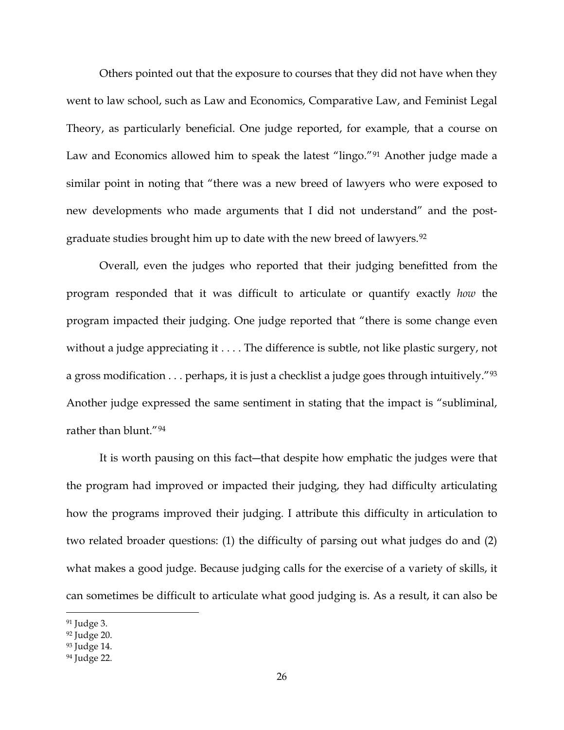Others pointed out that the exposure to courses that they did not have when they went to law school, such as Law and Economics, Comparative Law, and Feminist Legal Theory, as particularly beneficial. One judge reported, for example, that a course on Law and Economics allowed him to speak the latest "lingo."[91] Another judge made a similar point in noting that "there was a new breed of lawyers who were exposed to new developments who made arguments that I did not understand" and the post-graduate studies brought him up to date with the new breed of lawyers.[92]

Overall, even the judges who reported that their judging benefitted from the program responded that it was difficult to articulate or quantify exactly *how* the program impacted their judging. One judge reported that "there is some change even without a judge appreciating it . . . . The difference is subtle, not like plastic surgery, not a gross modification . . . perhaps, it is just a checklist a judge goes through intuitively."[93] Another judge expressed the same sentiment in stating that the impact is "subliminal, rather than blunt."[94]

It is worth pausing on this fact—that despite how emphatic the judges were that the program had improved or impacted their judging, they had difficulty articulating how the programs improved their judging. I attribute this difficulty in articulation to two related broader questions: (1) the difficulty of parsing out what judges do and (2) what makes a good judge. Because judging calls for the exercise of a variety of skills, it can sometimes be difficult to articulate what good judging is. As a result, it can also be

---

[91] Judge 3.

[92] Judge 20.

[93] Judge 14.

[94] Judge 22.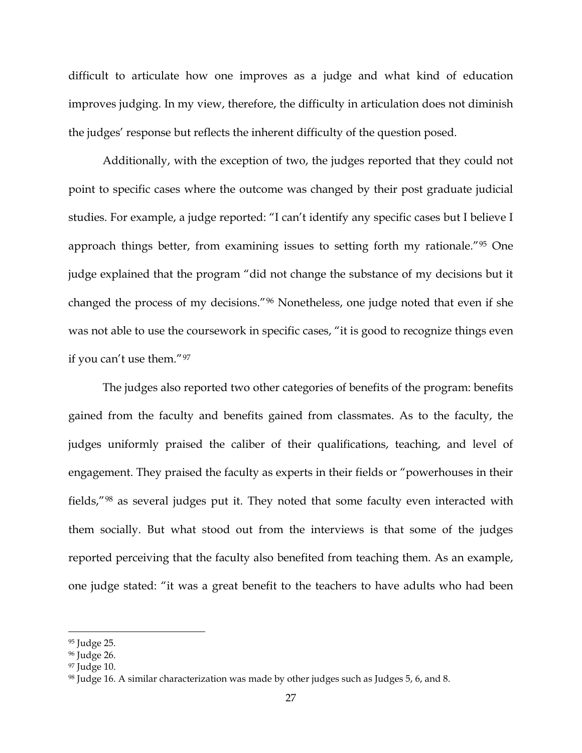difficult to articulate how one improves as a judge and what kind of education improves judging. In my view, therefore, the difficulty in articulation does not diminish the judges' response but reflects the inherent difficulty of the question posed.

Additionally, with the exception of two, the judges reported that they could not point to specific cases where the outcome was changed by their post graduate judicial studies. For example, a judge reported: "I can't identify any specific cases but I believe I approach things better, from examining issues to setting forth my rationale."[95] One judge explained that the program "did not change the substance of my decisions but it changed the process of my decisions."[96] Nonetheless, one judge noted that even if she was not able to use the coursework in specific cases, "it is good to recognize things even if you can't use them."[97]

The judges also reported two other categories of benefits of the program: benefits gained from the faculty and benefits gained from classmates. As to the faculty, the judges uniformly praised the caliber of their qualifications, teaching, and level of engagement. They praised the faculty as experts in their fields or "powerhouses in their fields,"[98] as several judges put it. They noted that some faculty even interacted with them socially. But what stood out from the interviews is that some of the judges reported perceiving that the faculty also benefited from teaching them. As an example, one judge stated: "it was a great benefit to the teachers to have adults who had been

---

[95] Judge 25.

[96] Judge 26.

[97] Judge 10.

[98] Judge 16. A similar characterization was made by other judges such as Judges 5, 6, and 8.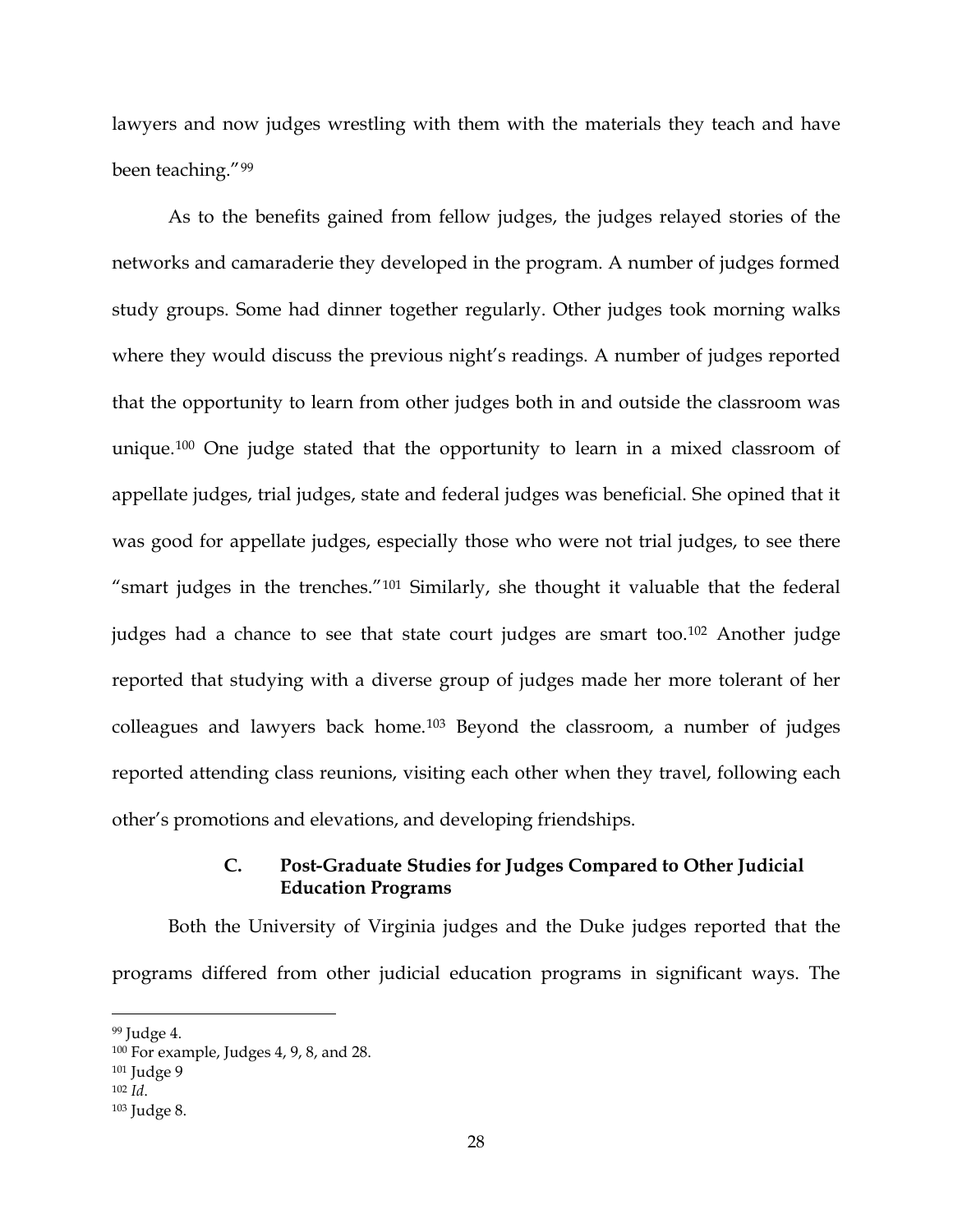lawyers and now judges wrestling with them with the materials they teach and have been teaching."[99]

As to the benefits gained from fellow judges, the judges relayed stories of the networks and camaraderie they developed in the program. A number of judges formed study groups. Some had dinner together regularly. Other judges took morning walks where they would discuss the previous night's readings. A number of judges reported that the opportunity to learn from other judges both in and outside the classroom was unique.[100] One judge stated that the opportunity to learn in a mixed classroom of appellate judges, trial judges, state and federal judges was beneficial. She opined that it was good for appellate judges, especially those who were not trial judges, to see there "smart judges in the trenches."[101] Similarly, she thought it valuable that the federal judges had a chance to see that state court judges are smart too.[102] Another judge reported that studying with a diverse group of judges made her more tolerant of her colleagues and lawyers back home.[103] Beyond the classroom, a number of judges reported attending class reunions, visiting each other when they travel, following each other's promotions and elevations, and developing friendships.

### C. Post-Graduate Studies for Judges Compared to Other Judicial Education Programs

Both the University of Virginia judges and the Duke judges reported that the programs differed from other judicial education programs in significant ways. The

---

[99] Judge 4.

[100] For example, Judges 4, 9, 8, and 28.

[101] Judge 9

[102] *Id*.

[103] Judge 8.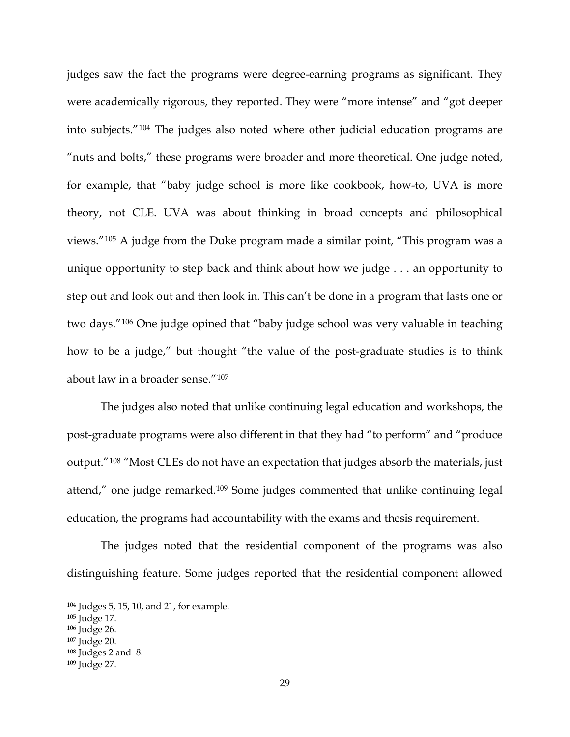judges saw the fact the programs were degree-earning programs as significant. They were academically rigorous, they reported. They were "more intense" and "got deeper into subjects."[104] The judges also noted where other judicial education programs are "nuts and bolts," these programs were broader and more theoretical. One judge noted, for example, that "baby judge school is more like cookbook, how-to, UVA is more theory, not CLE. UVA was about thinking in broad concepts and philosophical views."[105] A judge from the Duke program made a similar point, "This program was a unique opportunity to step back and think about how we judge . . . an opportunity to step out and look out and then look in. This can't be done in a program that lasts one or two days."[106] One judge opined that "baby judge school was very valuable in teaching how to be a judge," but thought "the value of the post-graduate studies is to think about law in a broader sense."[107]

The judges also noted that unlike continuing legal education and workshops, the post-graduate programs were also different in that they had "to perform" and "produce output."[108] "Most CLEs do not have an expectation that judges absorb the materials, just attend," one judge remarked.[109] Some judges commented that unlike continuing legal education, the programs had accountability with the exams and thesis requirement.

The judges noted that the residential component of the programs was also distinguishing feature. Some judges reported that the residential component allowed

---

[104] Judges 5, 15, 10, and 21, for example.

[105] Judge 17.

[106] Judge 26.

[107] Judge 20.

[108] Judges 2 and 8.

[109] Judge 27.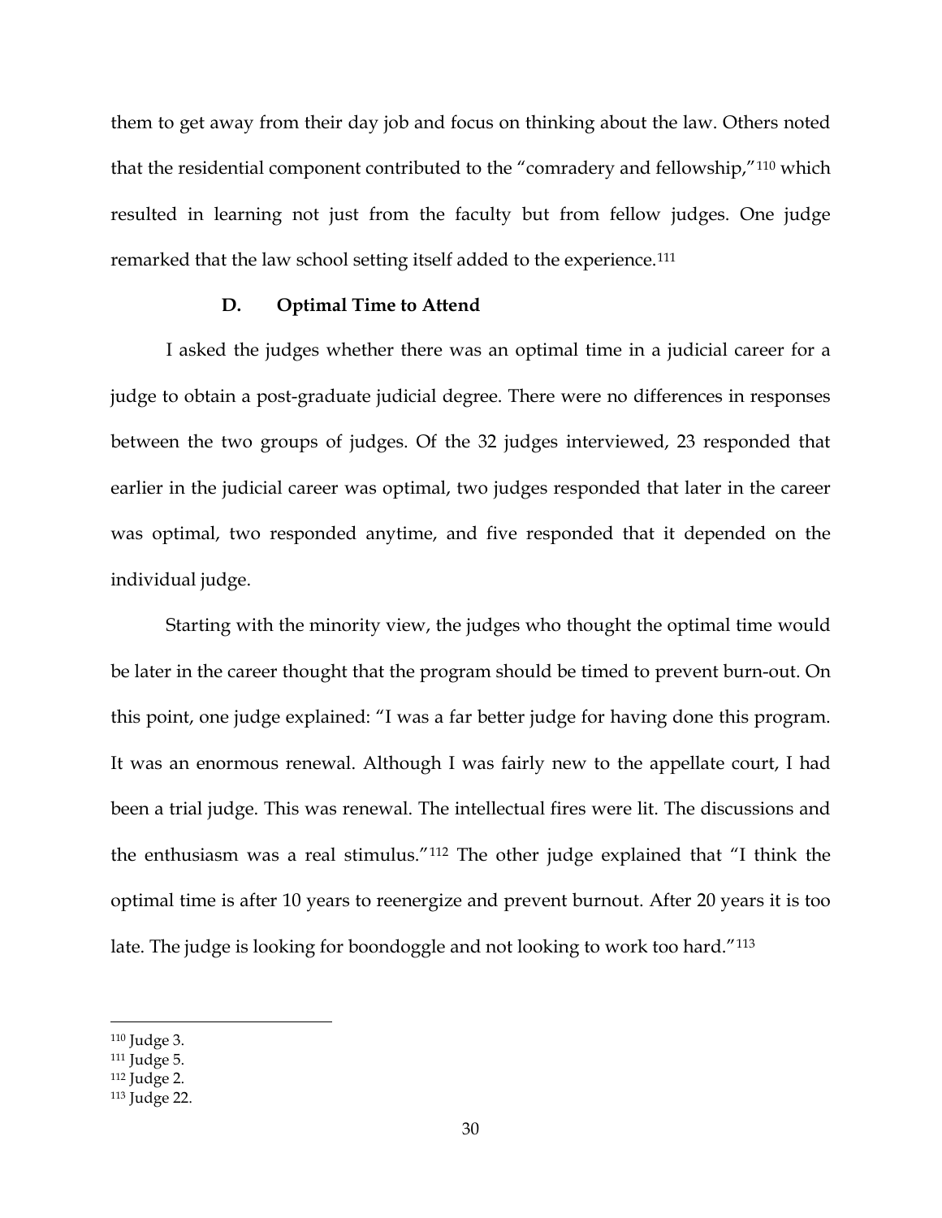them to get away from their day job and focus on thinking about the law. Others noted that the residential component contributed to the "comradery and fellowship,"[110] which resulted in learning not just from the faculty but from fellow judges. One judge remarked that the law school setting itself added to the experience.[111]

### D. Optimal Time to Attend

I asked the judges whether there was an optimal time in a judicial career for a judge to obtain a post-graduate judicial degree. There were no differences in responses between the two groups of judges. Of the 32 judges interviewed, 23 responded that earlier in the judicial career was optimal, two judges responded that later in the career was optimal, two responded anytime, and five responded that it depended on the individual judge.

Starting with the minority view, the judges who thought the optimal time would be later in the career thought that the program should be timed to prevent burn-out. On this point, one judge explained: "I was a far better judge for having done this program. It was an enormous renewal. Although I was fairly new to the appellate court, I had been a trial judge. This was renewal. The intellectual fires were lit. The discussions and the enthusiasm was a real stimulus."[112] The other judge explained that "I think the optimal time is after 10 years to reenergize and prevent burnout. After 20 years it is too late. The judge is looking for boondoggle and not looking to work too hard."[113]

---

[110] Judge 3.

[111] Judge 5.

[112] Judge 2.

[113] Judge 22.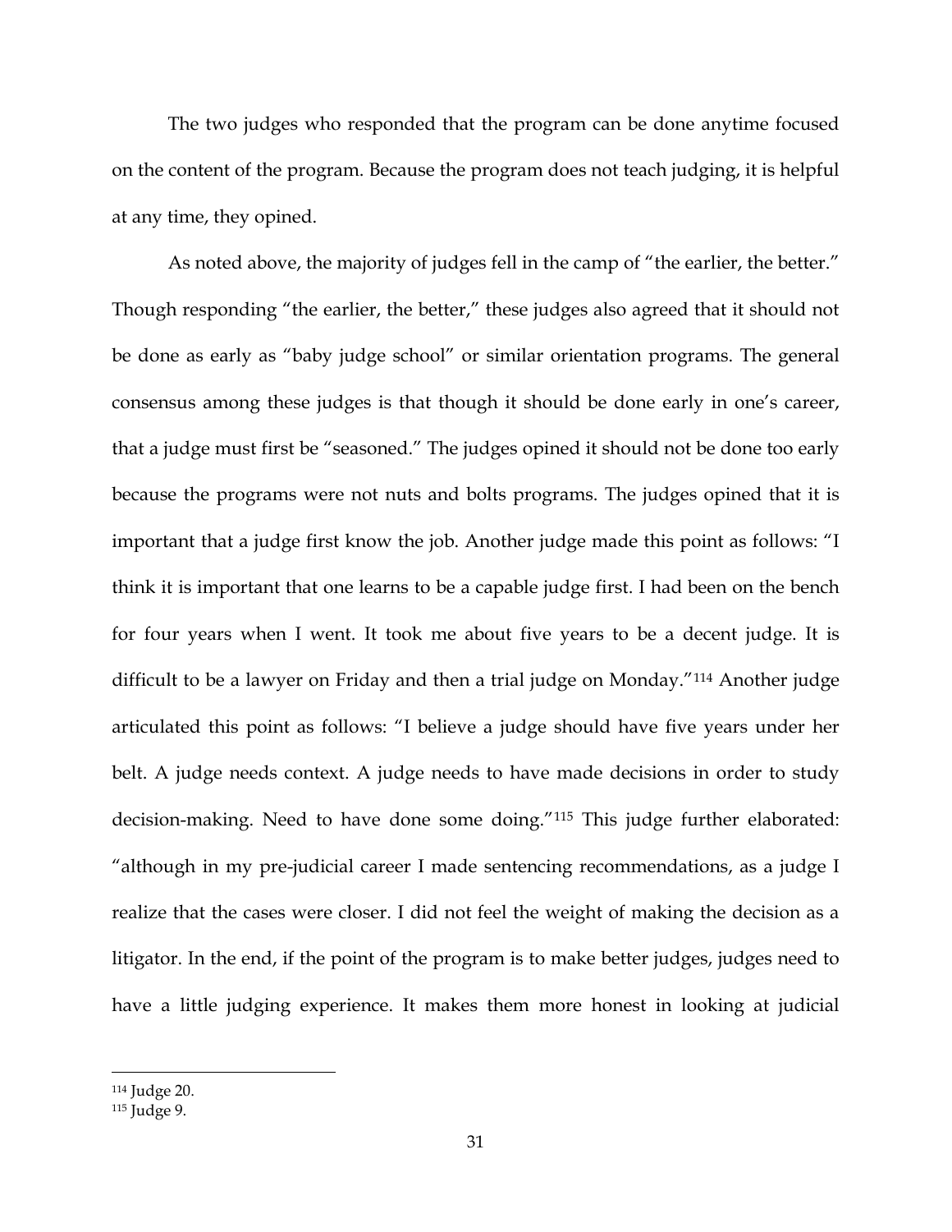The two judges who responded that the program can be done anytime focused on the content of the program. Because the program does not teach judging, it is helpful at any time, they opined.

As noted above, the majority of judges fell in the camp of "the earlier, the better." Though responding "the earlier, the better," these judges also agreed that it should not be done as early as "baby judge school" or similar orientation programs. The general consensus among these judges is that though it should be done early in one's career, that a judge must first be "seasoned." The judges opined it should not be done too early because the programs were not nuts and bolts programs. The judges opined that it is important that a judge first know the job. Another judge made this point as follows: "I think it is important that one learns to be a capable judge first. I had been on the bench for four years when I went. It took me about five years to be a decent judge. It is difficult to be a lawyer on Friday and then a trial judge on Monday."[114] Another judge articulated this point as follows: "I believe a judge should have five years under her belt. A judge needs context. A judge needs to have made decisions in order to study decision-making. Need to have done some doing."[115] This judge further elaborated: "although in my pre-judicial career I made sentencing recommendations, as a judge I realize that the cases were closer. I did not feel the weight of making the decision as a litigator. In the end, if the point of the program is to make better judges, judges need to have a little judging experience. It makes them more honest in looking at judicial

---

[114] Judge 20.

[115] Judge 9.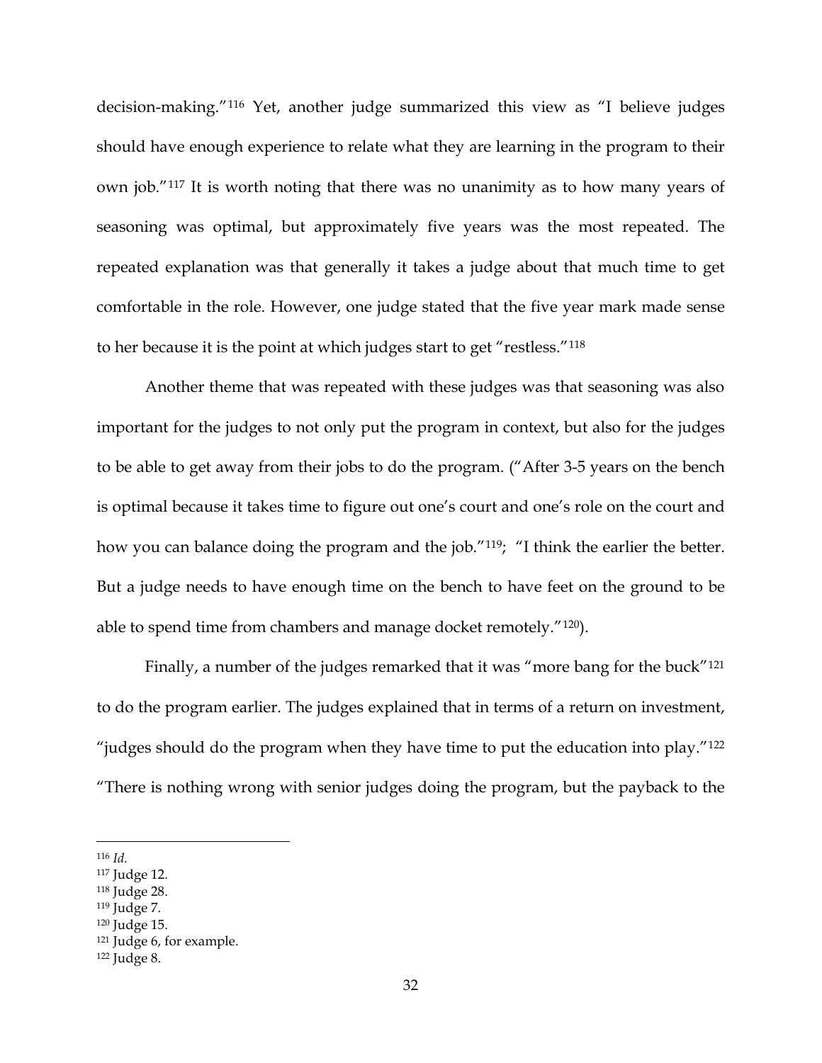decision-making."[116] Yet, another judge summarized this view as "I believe judges should have enough experience to relate what they are learning in the program to their own job."[117] It is worth noting that there was no unanimity as to how many years of seasoning was optimal, but approximately five years was the most repeated. The repeated explanation was that generally it takes a judge about that much time to get comfortable in the role. However, one judge stated that the five year mark made sense to her because it is the point at which judges start to get "restless."[118]

Another theme that was repeated with these judges was that seasoning was also important for the judges to not only put the program in context, but also for the judges to be able to get away from their jobs to do the program. ("After 3-5 years on the bench is optimal because it takes time to figure out one's court and one's role on the court and how you can balance doing the program and the job."[119]; "I think the earlier the better. But a judge needs to have enough time on the bench to have feet on the ground to be able to spend time from chambers and manage docket remotely."[120]).

Finally, a number of the judges remarked that it was "more bang for the buck"[121] to do the program earlier. The judges explained that in terms of a return on investment, "judges should do the program when they have time to put the education into play."[122] "There is nothing wrong with senior judges doing the program, but the payback to the

---

[116] *Id.*
[117] Judge 12.
[118] Judge 28.
[119] Judge 7.
[120] Judge 15.
[121] Judge 6, for example.
[122] Judge 8.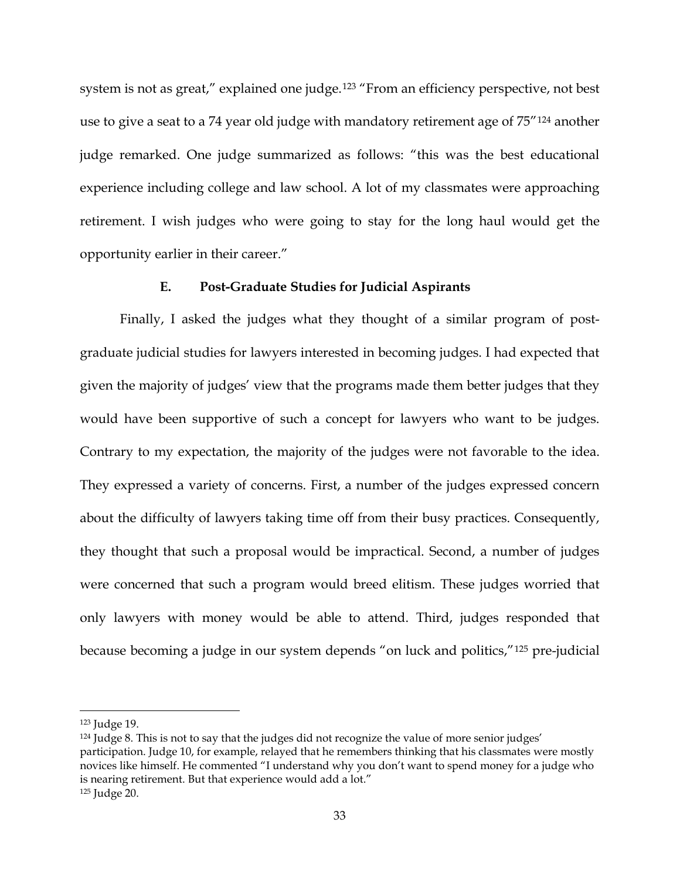system is not as great," explained one judge.[123] "From an efficiency perspective, not best use to give a seat to a 74 year old judge with mandatory retirement age of 75"[124] another judge remarked. One judge summarized as follows: "this was the best educational experience including college and law school. A lot of my classmates were approaching retirement. I wish judges who were going to stay for the long haul would get the opportunity earlier in their career."

### E. Post-Graduate Studies for Judicial Aspirants

Finally, I asked the judges what they thought of a similar program of post-graduate judicial studies for lawyers interested in becoming judges. I had expected that given the majority of judges' view that the programs made them better judges that they would have been supportive of such a concept for lawyers who want to be judges. Contrary to my expectation, the majority of the judges were not favorable to the idea. They expressed a variety of concerns. First, a number of the judges expressed concern about the difficulty of lawyers taking time off from their busy practices. Consequently, they thought that such a proposal would be impractical. Second, a number of judges were concerned that such a program would breed elitism. These judges worried that only lawyers with money would be able to attend. Third, judges responded that because becoming a judge in our system depends "on luck and politics,"[125] pre-judicial

---

[123] Judge 19.

[124] Judge 8. This is not to say that the judges did not recognize the value of more senior judges' participation. Judge 10, for example, relayed that he remembers thinking that his classmates were mostly novices like himself. He commented "I understand why you don't want to spend money for a judge who is nearing retirement. But that experience would add a lot."

[125] Judge 20.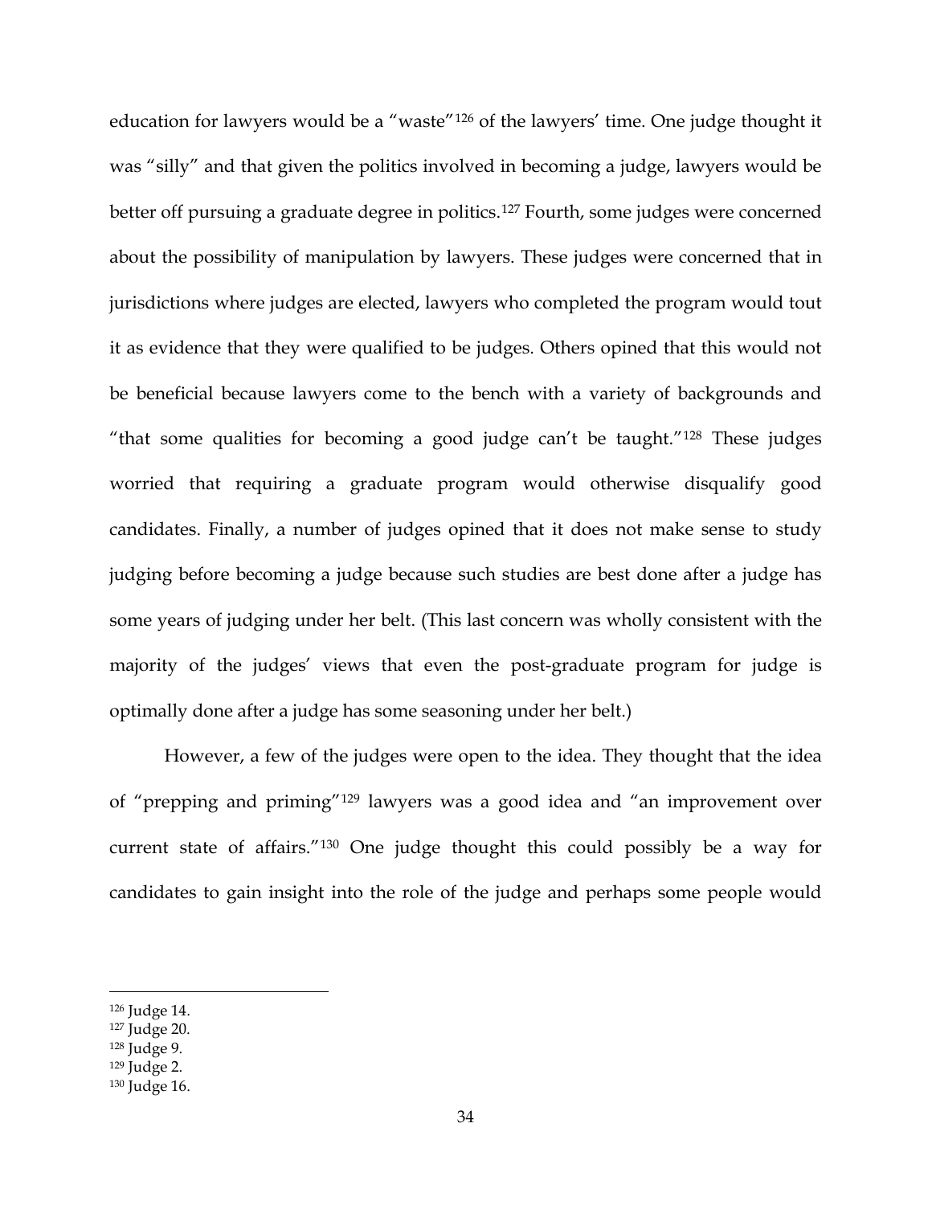education for lawyers would be a "waste"[126] of the lawyers' time. One judge thought it was "silly" and that given the politics involved in becoming a judge, lawyers would be better off pursuing a graduate degree in politics.[127] Fourth, some judges were concerned about the possibility of manipulation by lawyers. These judges were concerned that in jurisdictions where judges are elected, lawyers who completed the program would tout it as evidence that they were qualified to be judges. Others opined that this would not be beneficial because lawyers come to the bench with a variety of backgrounds and "that some qualities for becoming a good judge can't be taught."[128] These judges worried that requiring a graduate program would otherwise disqualify good candidates. Finally, a number of judges opined that it does not make sense to study judging before becoming a judge because such studies are best done after a judge has some years of judging under her belt. (This last concern was wholly consistent with the majority of the judges' views that even the post-graduate program for judge is optimally done after a judge has some seasoning under her belt.)

However, a few of the judges were open to the idea. They thought that the idea of "prepping and priming"[129] lawyers was a good idea and "an improvement over current state of affairs."[130] One judge thought this could possibly be a way for candidates to gain insight into the role of the judge and perhaps some people would

---

[126] Judge 14.
[127] Judge 20.
[128] Judge 9.
[129] Judge 2.
[130] Judge 16.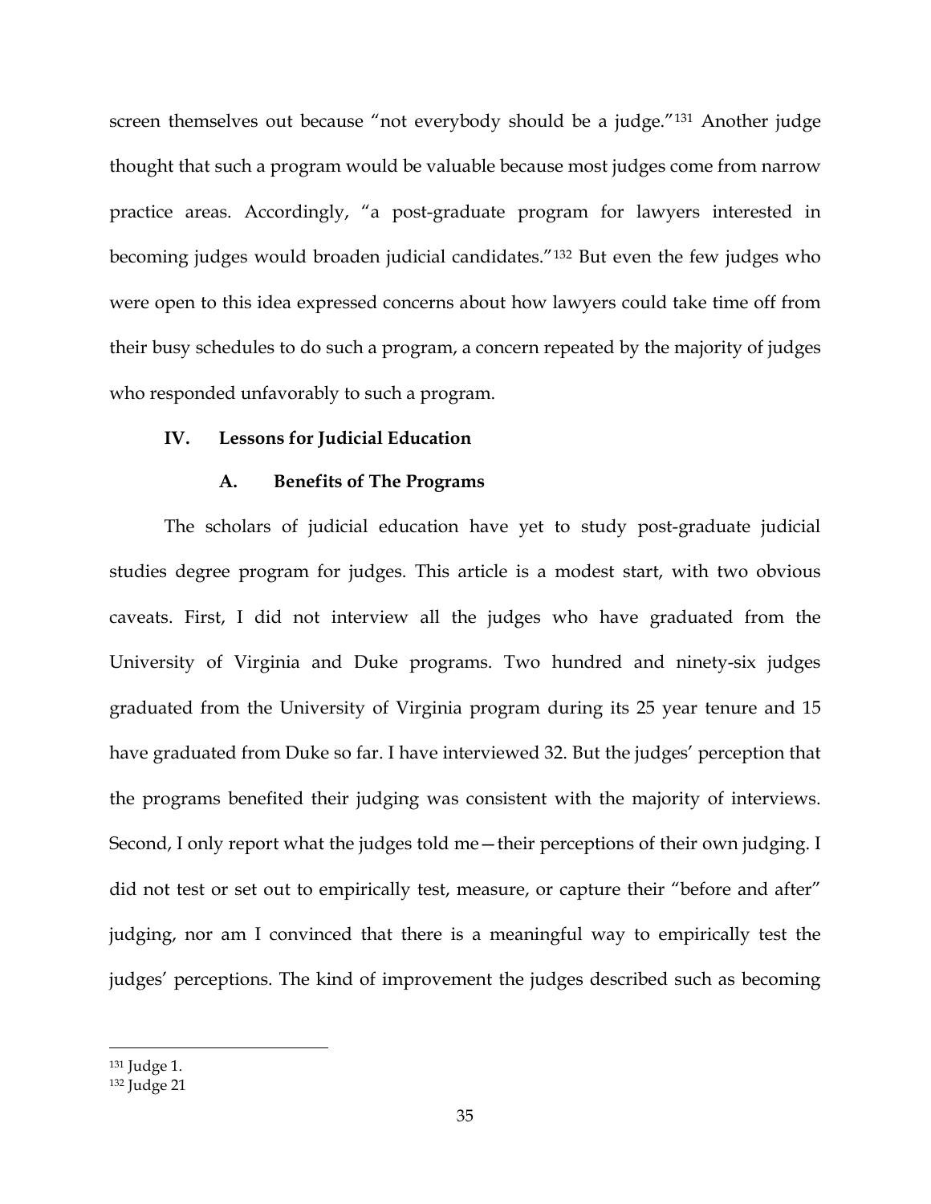screen themselves out because "not everybody should be a judge."[131] Another judge thought that such a program would be valuable because most judges come from narrow practice areas. Accordingly, "a post-graduate program for lawyers interested in becoming judges would broaden judicial candidates."[132] But even the few judges who were open to this idea expressed concerns about how lawyers could take time off from their busy schedules to do such a program, a concern repeated by the majority of judges who responded unfavorably to such a program.

## IV. Lessons for Judicial Education

### A. Benefits of The Programs

The scholars of judicial education have yet to study post-graduate judicial studies degree program for judges. This article is a modest start, with two obvious caveats. First, I did not interview all the judges who have graduated from the University of Virginia and Duke programs. Two hundred and ninety-six judges graduated from the University of Virginia program during its 25 year tenure and 15 have graduated from Duke so far. I have interviewed 32. But the judges' perception that the programs benefited their judging was consistent with the majority of interviews. Second, I only report what the judges told me—their perceptions of their own judging. I did not test or set out to empirically test, measure, or capture their "before and after" judging, nor am I convinced that there is a meaningful way to empirically test the judges' perceptions. The kind of improvement the judges described such as becoming

---

[131] Judge 1.

[132] Judge 21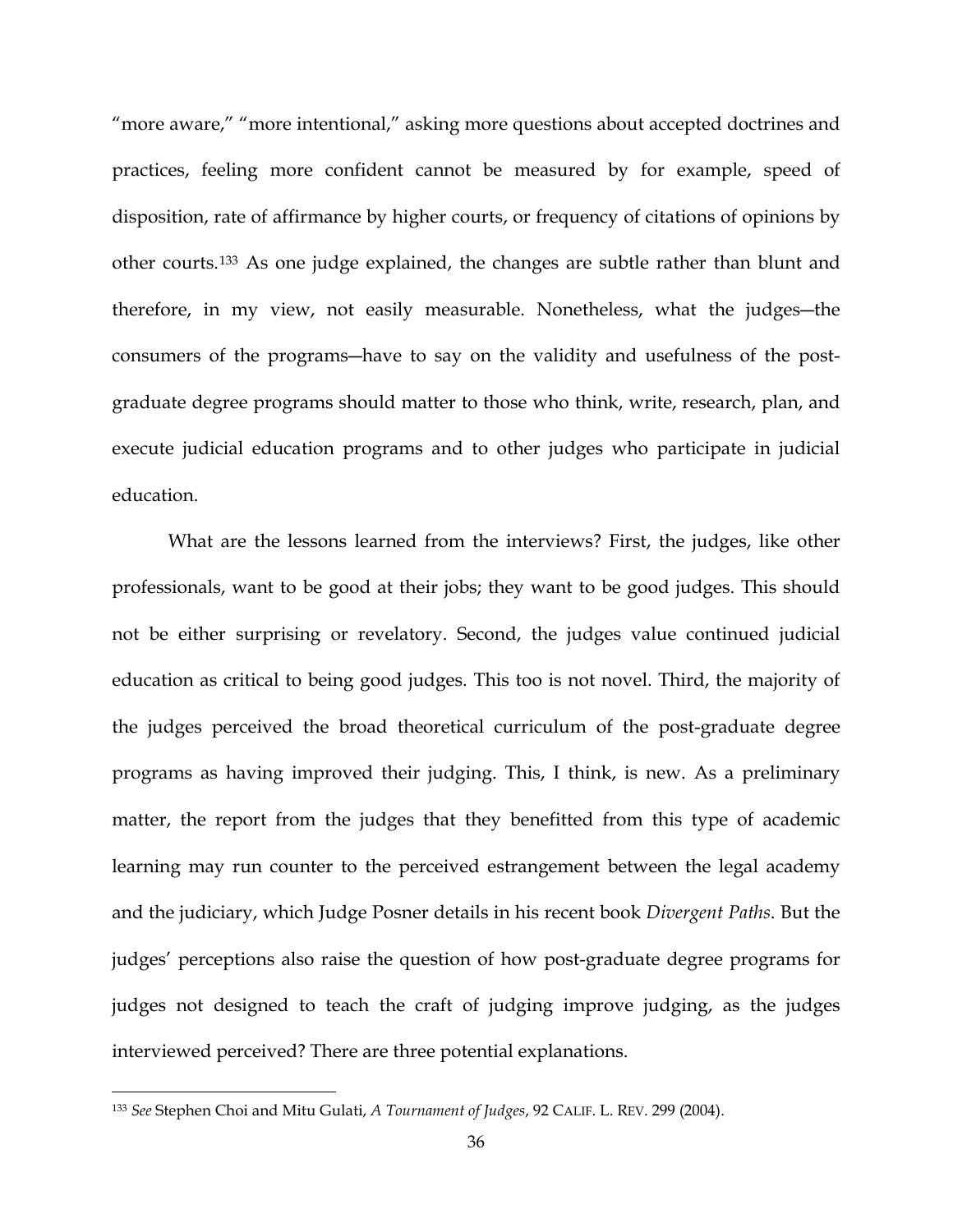"more aware," "more intentional," asking more questions about accepted doctrines and practices, feeling more confident cannot be measured by for example, speed of disposition, rate of affirmance by higher courts, or frequency of citations of opinions by other courts.[133] As one judge explained, the changes are subtle rather than blunt and therefore, in my view, not easily measurable. Nonetheless, what the judges—the consumers of the programs—have to say on the validity and usefulness of the post-graduate degree programs should matter to those who think, write, research, plan, and execute judicial education programs and to other judges who participate in judicial education.

What are the lessons learned from the interviews? First, the judges, like other professionals, want to be good at their jobs; they want to be good judges. This should not be either surprising or revelatory. Second, the judges value continued judicial education as critical to being good judges. This too is not novel. Third, the majority of the judges perceived the broad theoretical curriculum of the post-graduate degree programs as having improved their judging. This, I think, is new. As a preliminary matter, the report from the judges that they benefitted from this type of academic learning may run counter to the perceived estrangement between the legal academy and the judiciary, which Judge Posner details in his recent book *Divergent Paths*. But the judges' perceptions also raise the question of how post-graduate degree programs for judges not designed to teach the craft of judging improve judging, as the judges interviewed perceived? There are three potential explanations.

---

[133] *See* Stephen Choi and Mitu Gulati, *A Tournament of Judges*, 92 CALIF. L. REV. 299 (2004).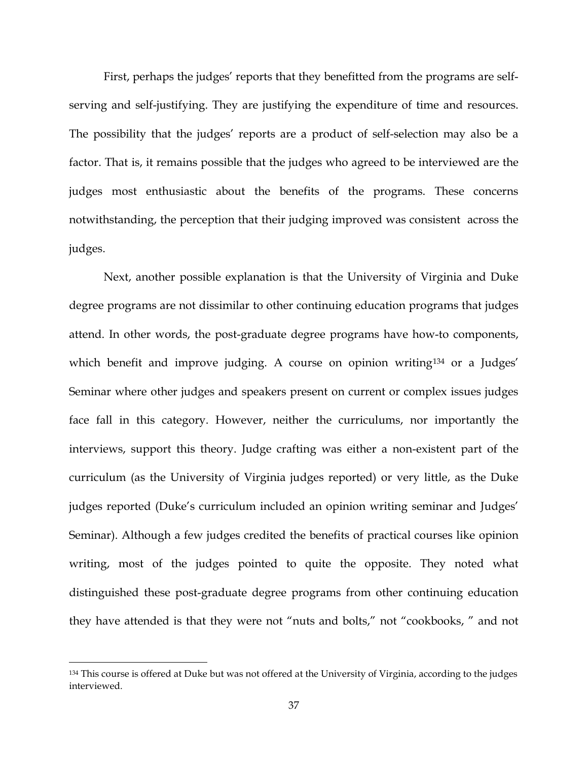First, perhaps the judges' reports that they benefitted from the programs are self-serving and self-justifying. They are justifying the expenditure of time and resources. The possibility that the judges' reports are a product of self-selection may also be a factor. That is, it remains possible that the judges who agreed to be interviewed are the judges most enthusiastic about the benefits of the programs. These concerns notwithstanding, the perception that their judging improved was consistent across the judges.

Next, another possible explanation is that the University of Virginia and Duke degree programs are not dissimilar to other continuing education programs that judges attend. In other words, the post-graduate degree programs have how-to components, which benefit and improve judging. A course on opinion writing[134] or a Judges' Seminar where other judges and speakers present on current or complex issues judges face fall in this category. However, neither the curriculums, nor importantly the interviews, support this theory. Judge crafting was either a non-existent part of the curriculum (as the University of Virginia judges reported) or very little, as the Duke judges reported (Duke's curriculum included an opinion writing seminar and Judges' Seminar). Although a few judges credited the benefits of practical courses like opinion writing, most of the judges pointed to quite the opposite. They noted what distinguished these post-graduate degree programs from other continuing education they have attended is that they were not "nuts and bolts," not "cookbooks, " and not

[134] This course is offered at Duke but was not offered at the University of Virginia, according to the judges interviewed.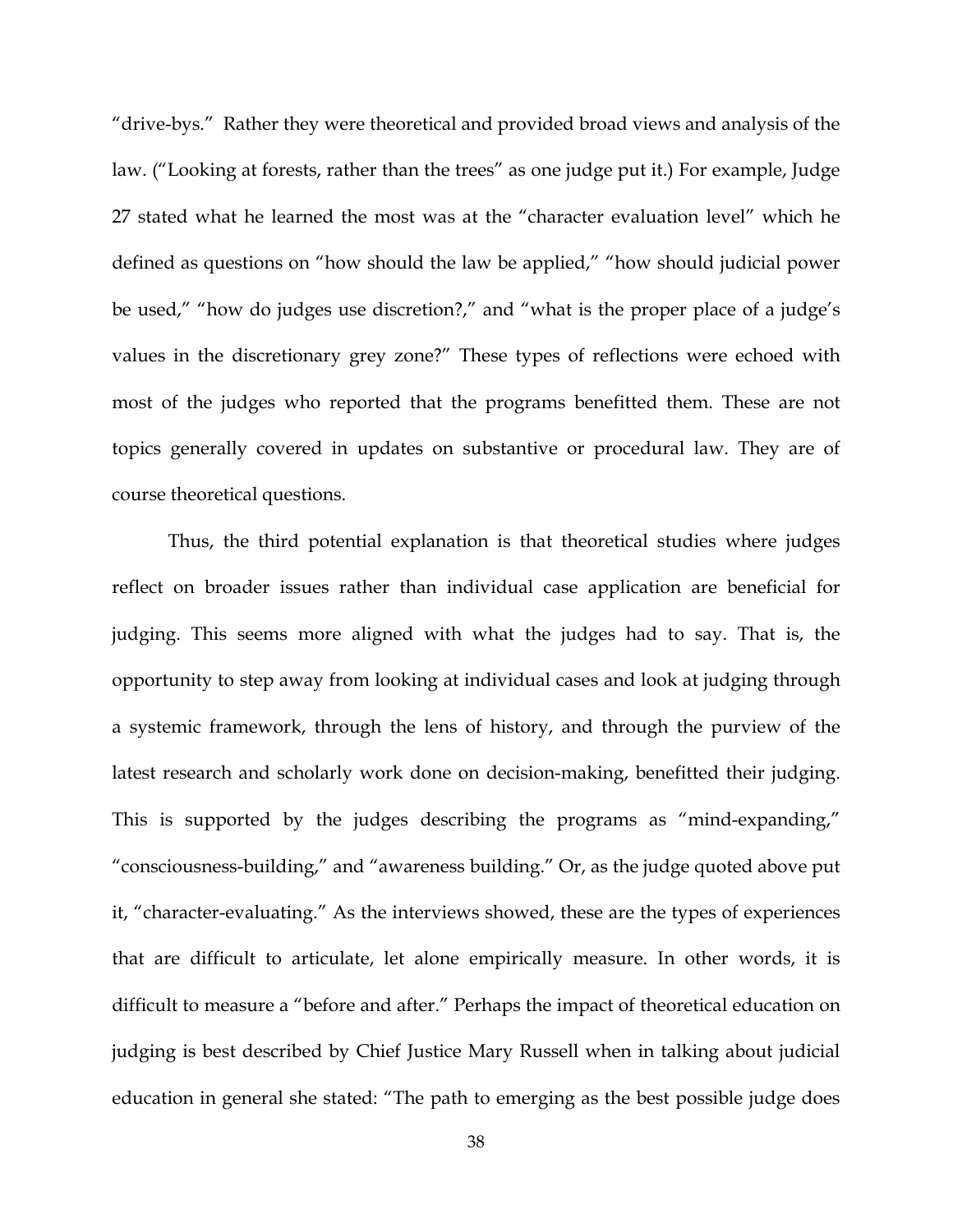"drive-bys." Rather they were theoretical and provided broad views and analysis of the law. ("Looking at forests, rather than the trees" as one judge put it.) For example, Judge 27 stated what he learned the most was at the "character evaluation level" which he defined as questions on "how should the law be applied," "how should judicial power be used," "how do judges use discretion?," and "what is the proper place of a judge's values in the discretionary grey zone?" These types of reflections were echoed with most of the judges who reported that the programs benefitted them. These are not topics generally covered in updates on substantive or procedural law. They are of course theoretical questions.

Thus, the third potential explanation is that theoretical studies where judges reflect on broader issues rather than individual case application are beneficial for judging. This seems more aligned with what the judges had to say. That is, the opportunity to step away from looking at individual cases and look at judging through a systemic framework, through the lens of history, and through the purview of the latest research and scholarly work done on decision-making, benefitted their judging. This is supported by the judges describing the programs as "mind-expanding," "consciousness-building," and "awareness building." Or, as the judge quoted above put it, "character-evaluating." As the interviews showed, these are the types of experiences that are difficult to articulate, let alone empirically measure. In other words, it is difficult to measure a "before and after." Perhaps the impact of theoretical education on judging is best described by Chief Justice Mary Russell when in talking about judicial education in general she stated: "The path to emerging as the best possible judge does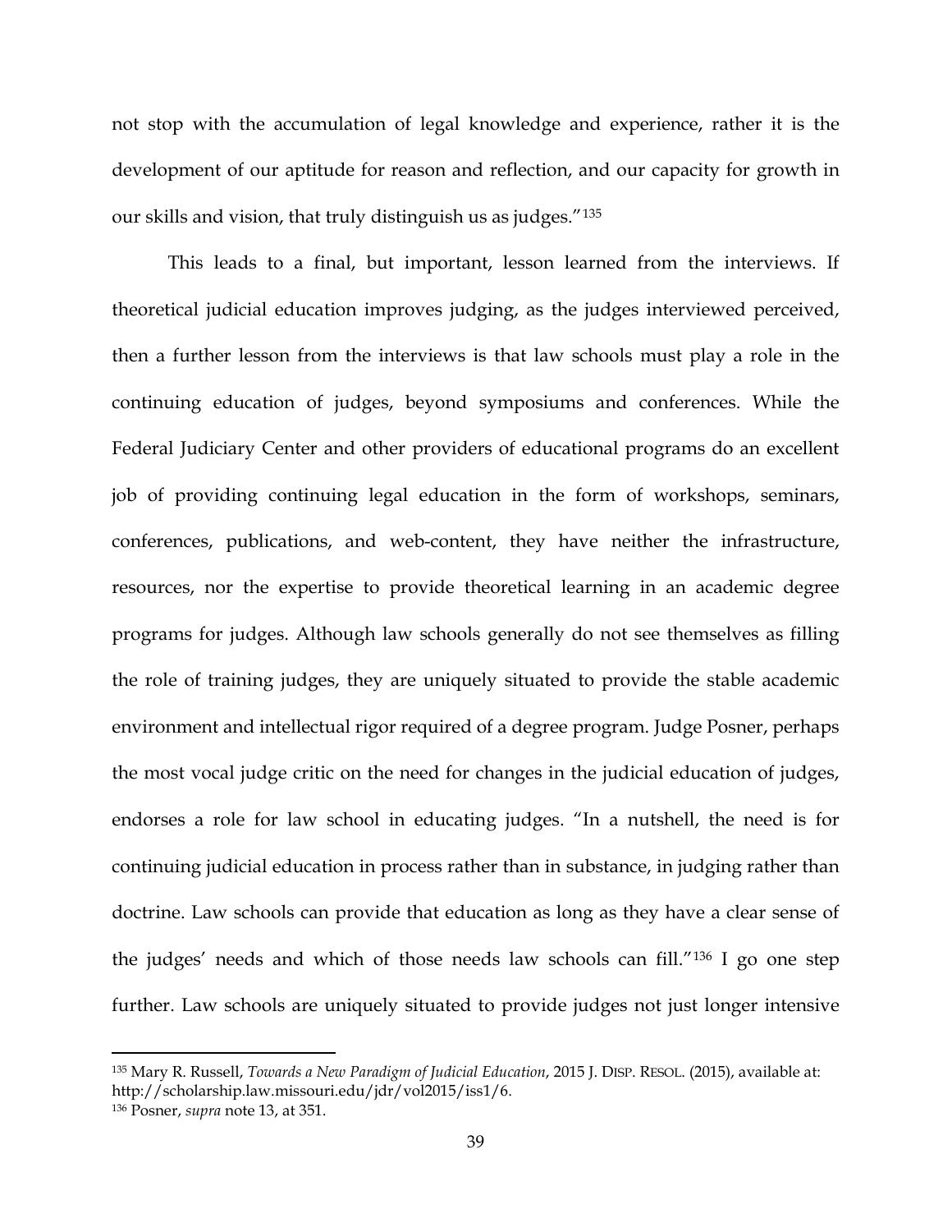not stop with the accumulation of legal knowledge and experience, rather it is the development of our aptitude for reason and reflection, and our capacity for growth in our skills and vision, that truly distinguish us as judges."[135]

This leads to a final, but important, lesson learned from the interviews. If theoretical judicial education improves judging, as the judges interviewed perceived, then a further lesson from the interviews is that law schools must play a role in the continuing education of judges, beyond symposiums and conferences. While the Federal Judiciary Center and other providers of educational programs do an excellent job of providing continuing legal education in the form of workshops, seminars, conferences, publications, and web-content, they have neither the infrastructure, resources, nor the expertise to provide theoretical learning in an academic degree programs for judges. Although law schools generally do not see themselves as filling the role of training judges, they are uniquely situated to provide the stable academic environment and intellectual rigor required of a degree program. Judge Posner, perhaps the most vocal judge critic on the need for changes in the judicial education of judges, endorses a role for law school in educating judges. "In a nutshell, the need is for continuing judicial education in process rather than in substance, in judging rather than doctrine. Law schools can provide that education as long as they have a clear sense of the judges' needs and which of those needs law schools can fill."[136] I go one step further. Law schools are uniquely situated to provide judges not just longer intensive

---

[135] Mary R. Russell, *Towards a New Paradigm of Judicial Education*, 2015 J. DISP. RESOL. (2015), available at: http://scholarship.law.missouri.edu/jdr/vol2015/iss1/6.

[136] Posner, *supra* note 13, at 351.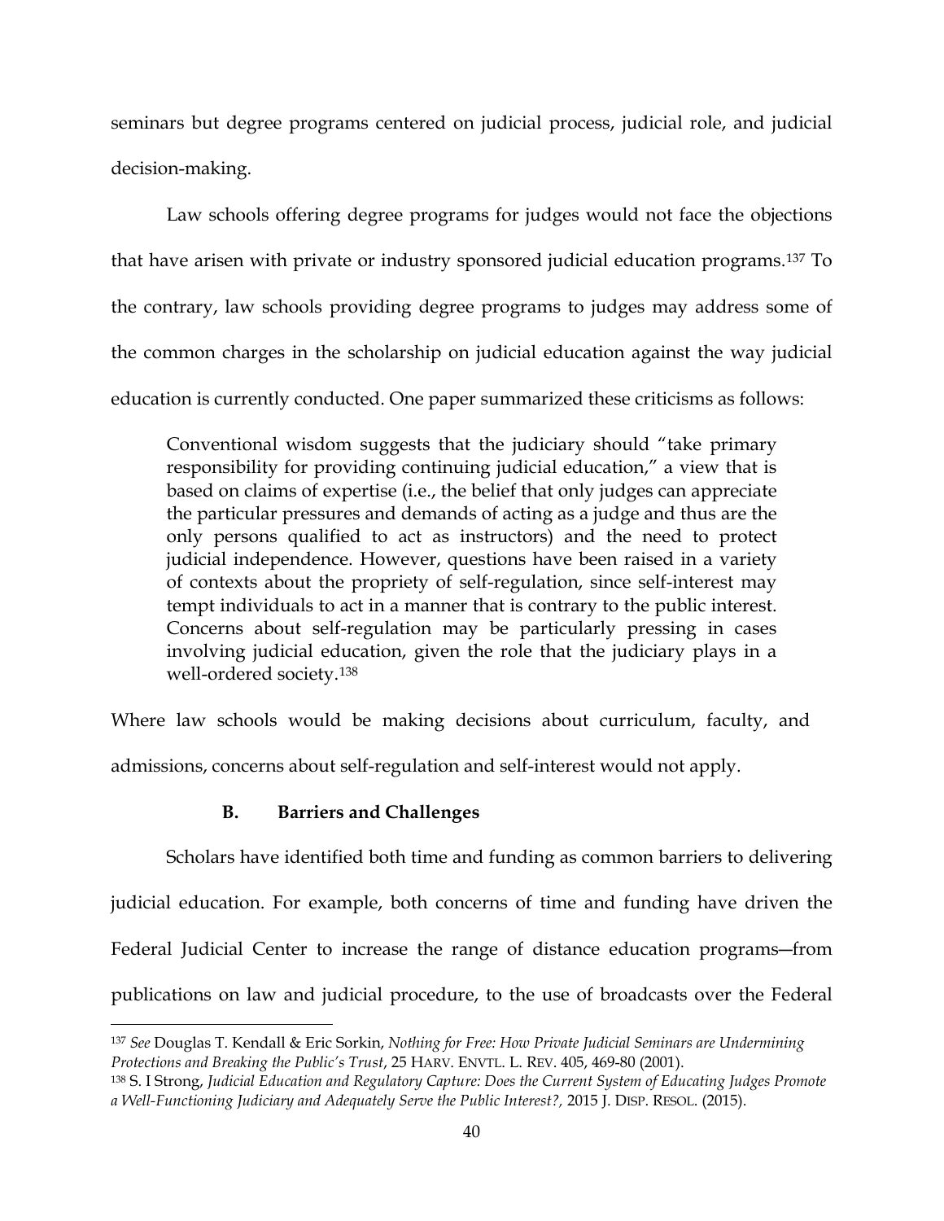seminars but degree programs centered on judicial process, judicial role, and judicial decision-making.

Law schools offering degree programs for judges would not face the objections that have arisen with private or industry sponsored judicial education programs.[137] To the contrary, law schools providing degree programs to judges may address some of the common charges in the scholarship on judicial education against the way judicial education is currently conducted. One paper summarized these criticisms as follows:

> Conventional wisdom suggests that the judiciary should "take primary responsibility for providing continuing judicial education," a view that is based on claims of expertise (i.e., the belief that only judges can appreciate the particular pressures and demands of acting as a judge and thus are the only persons qualified to act as instructors) and the need to protect judicial independence. However, questions have been raised in a variety of contexts about the propriety of self-regulation, since self-interest may tempt individuals to act in a manner that is contrary to the public interest. Concerns about self-regulation may be particularly pressing in cases involving judicial education, given the role that the judiciary plays in a well-ordered society.[138]

Where law schools would be making decisions about curriculum, faculty, and admissions, concerns about self-regulation and self-interest would not apply.

### B. Barriers and Challenges

Scholars have identified both time and funding as common barriers to delivering judicial education. For example, both concerns of time and funding have driven the Federal Judicial Center to increase the range of distance education programs—from publications on law and judicial procedure, to the use of broadcasts over the Federal

---

[137] *See* Douglas T. Kendall & Eric Sorkin, *Nothing for Free: How Private Judicial Seminars are Undermining Protections and Breaking the Public's Trust*, 25 HARV. ENVTL. L. REV. 405, 469-80 (2001).

[138] S. I Strong, *Judicial Education and Regulatory Capture: Does the Current System of Educating Judges Promote a Well-Functioning Judiciary and Adequately Serve the Public Interest?*, 2015 J. DISP. RESOL. (2015).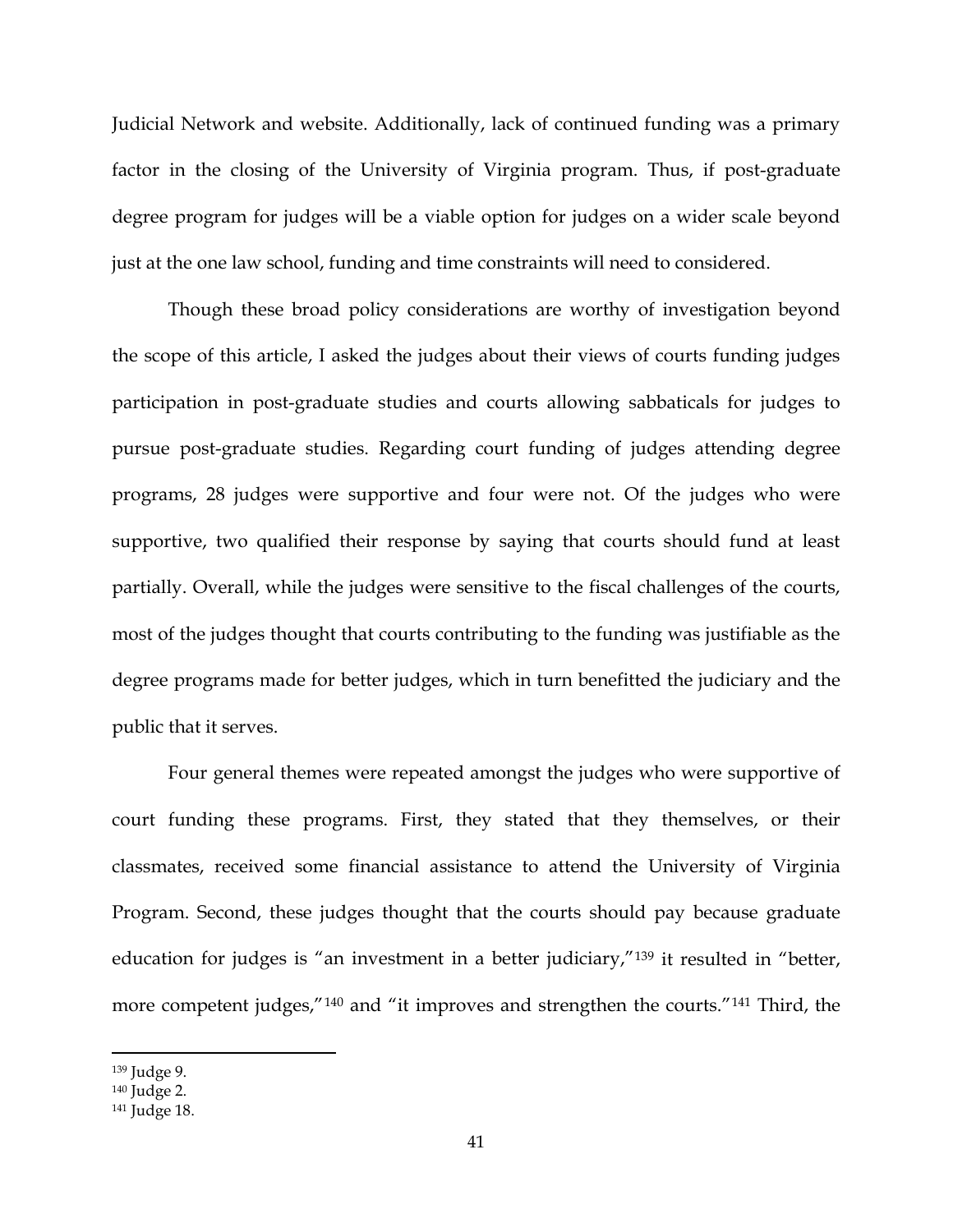Judicial Network and website. Additionally, lack of continued funding was a primary factor in the closing of the University of Virginia program. Thus, if post-graduate degree program for judges will be a viable option for judges on a wider scale beyond just at the one law school, funding and time constraints will need to considered.

Though these broad policy considerations are worthy of investigation beyond the scope of this article, I asked the judges about their views of courts funding judges participation in post-graduate studies and courts allowing sabbaticals for judges to pursue post-graduate studies. Regarding court funding of judges attending degree programs, 28 judges were supportive and four were not. Of the judges who were supportive, two qualified their response by saying that courts should fund at least partially. Overall, while the judges were sensitive to the fiscal challenges of the courts, most of the judges thought that courts contributing to the funding was justifiable as the degree programs made for better judges, which in turn benefitted the judiciary and the public that it serves.

Four general themes were repeated amongst the judges who were supportive of court funding these programs. First, they stated that they themselves, or their classmates, received some financial assistance to attend the University of Virginia Program. Second, these judges thought that the courts should pay because graduate education for judges is "an investment in a better judiciary,"[139] it resulted in "better, more competent judges,"[140] and "it improves and strengthen the courts."[141] Third, the

[139] Judge 9.

[140] Judge 2.

[141] Judge 18.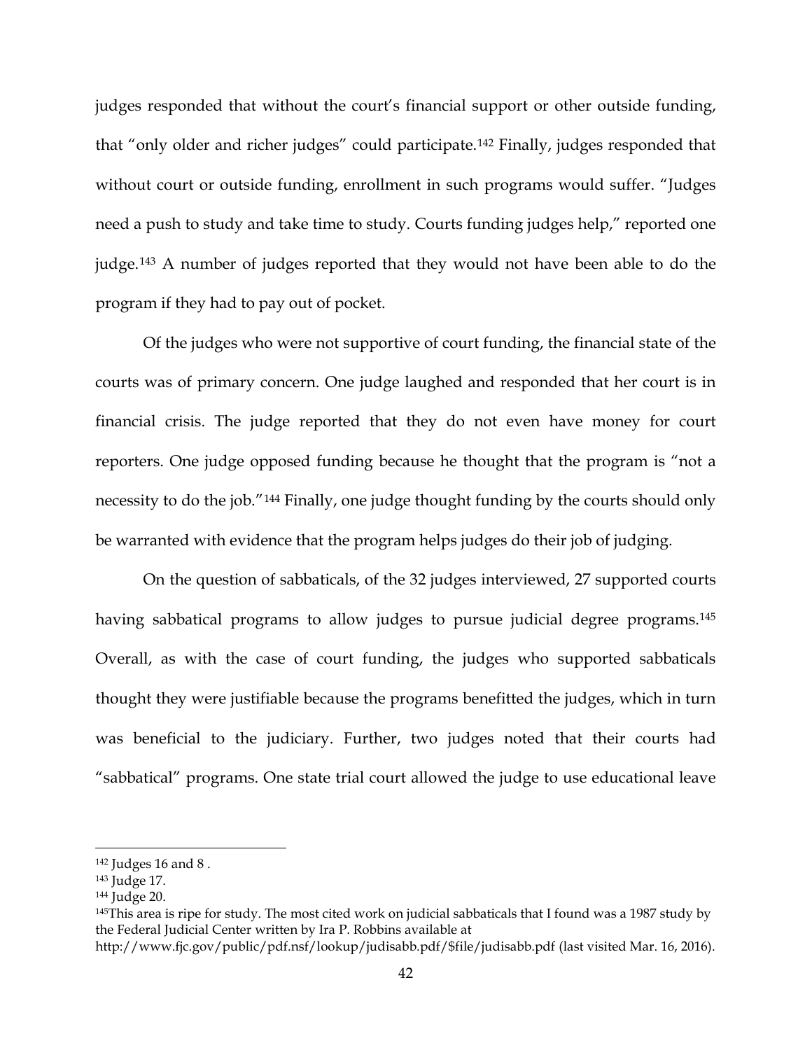judges responded that without the court's financial support or other outside funding, that "only older and richer judges" could participate.[142] Finally, judges responded that without court or outside funding, enrollment in such programs would suffer. "Judges need a push to study and take time to study. Courts funding judges help," reported one judge.[143] A number of judges reported that they would not have been able to do the program if they had to pay out of pocket.

Of the judges who were not supportive of court funding, the financial state of the courts was of primary concern. One judge laughed and responded that her court is in financial crisis. The judge reported that they do not even have money for court reporters. One judge opposed funding because he thought that the program is "not a necessity to do the job."[144] Finally, one judge thought funding by the courts should only be warranted with evidence that the program helps judges do their job of judging.

On the question of sabbaticals, of the 32 judges interviewed, 27 supported courts having sabbatical programs to allow judges to pursue judicial degree programs.[145] Overall, as with the case of court funding, the judges who supported sabbaticals thought they were justifiable because the programs benefitted the judges, which in turn was beneficial to the judiciary. Further, two judges noted that their courts had "sabbatical" programs. One state trial court allowed the judge to use educational leave

---

[142] Judges 16 and 8 .

[143] Judge 17.

[144] Judge 20.

[145] This area is ripe for study. The most cited work on judicial sabbaticals that I found was a 1987 study by the Federal Judicial Center written by Ira P. Robbins available at http://www.fjc.gov/public/pdf.nsf/lookup/judisabb.pdf/$file/judisabb.pdf (last visited Mar. 16, 2016).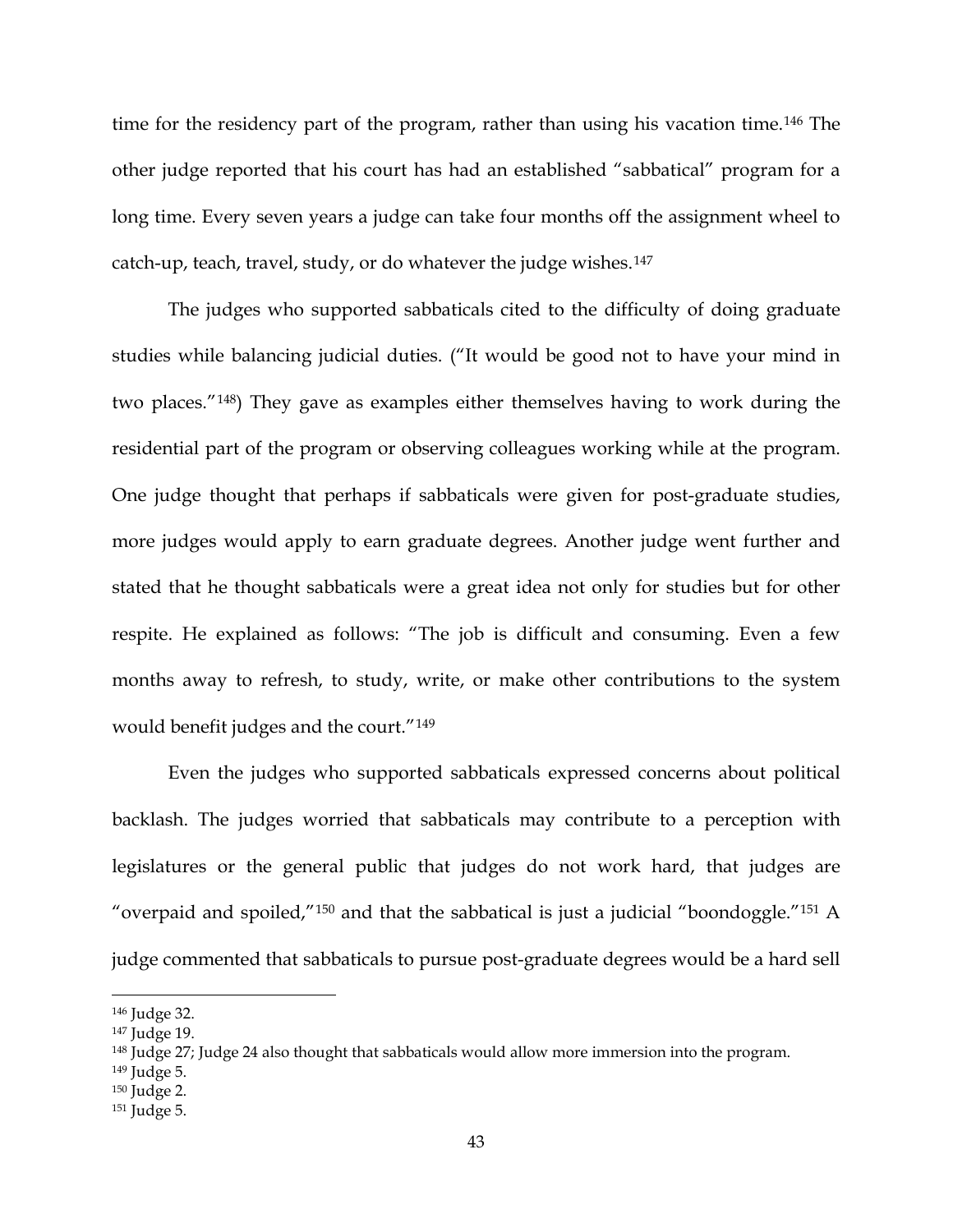time for the residency part of the program, rather than using his vacation time.[146] The other judge reported that his court has had an established "sabbatical" program for a long time. Every seven years a judge can take four months off the assignment wheel to catch-up, teach, travel, study, or do whatever the judge wishes.[147]

The judges who supported sabbaticals cited to the difficulty of doing graduate studies while balancing judicial duties. ("It would be good not to have your mind in two places."[148]) They gave as examples either themselves having to work during the residential part of the program or observing colleagues working while at the program. One judge thought that perhaps if sabbaticals were given for post-graduate studies, more judges would apply to earn graduate degrees. Another judge went further and stated that he thought sabbaticals were a great idea not only for studies but for other respite. He explained as follows: "The job is difficult and consuming. Even a few months away to refresh, to study, write, or make other contributions to the system would benefit judges and the court."[149]

Even the judges who supported sabbaticals expressed concerns about political backlash. The judges worried that sabbaticals may contribute to a perception with legislatures or the general public that judges do not work hard, that judges are "overpaid and spoiled,"[150] and that the sabbatical is just a judicial "boondoggle."[151] A judge commented that sabbaticals to pursue post-graduate degrees would be a hard sell

---

[146] Judge 32.
[147] Judge 19.
[148] Judge 27; Judge 24 also thought that sabbaticals would allow more immersion into the program.
[149] Judge 5.
[150] Judge 2.
[151] Judge 5.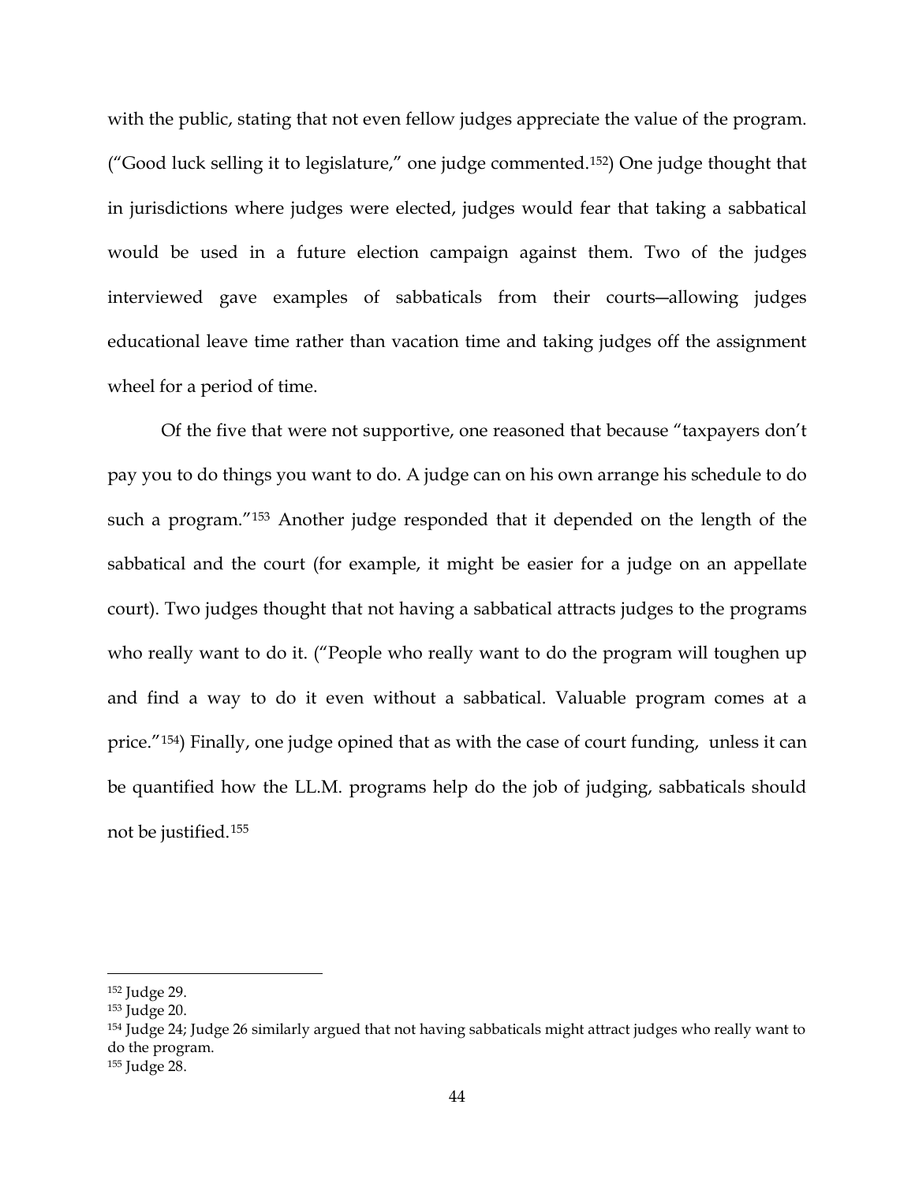with the public, stating that not even fellow judges appreciate the value of the program. ("Good luck selling it to legislature," one judge commented.[152]) One judge thought that in jurisdictions where judges were elected, judges would fear that taking a sabbatical would be used in a future election campaign against them. Two of the judges interviewed gave examples of sabbaticals from their courts—allowing judges educational leave time rather than vacation time and taking judges off the assignment wheel for a period of time.

Of the five that were not supportive, one reasoned that because "taxpayers don't pay you to do things you want to do. A judge can on his own arrange his schedule to do such a program."[153] Another judge responded that it depended on the length of the sabbatical and the court (for example, it might be easier for a judge on an appellate court). Two judges thought that not having a sabbatical attracts judges to the programs who really want to do it. ("People who really want to do the program will toughen up and find a way to do it even without a sabbatical. Valuable program comes at a price."[154]) Finally, one judge opined that as with the case of court funding, unless it can be quantified how the LL.M. programs help do the job of judging, sabbaticals should not be justified.[155]

---

[152] Judge 29.

[153] Judge 20.

[154] Judge 24; Judge 26 similarly argued that not having sabbaticals might attract judges who really want to do the program.

[155] Judge 28.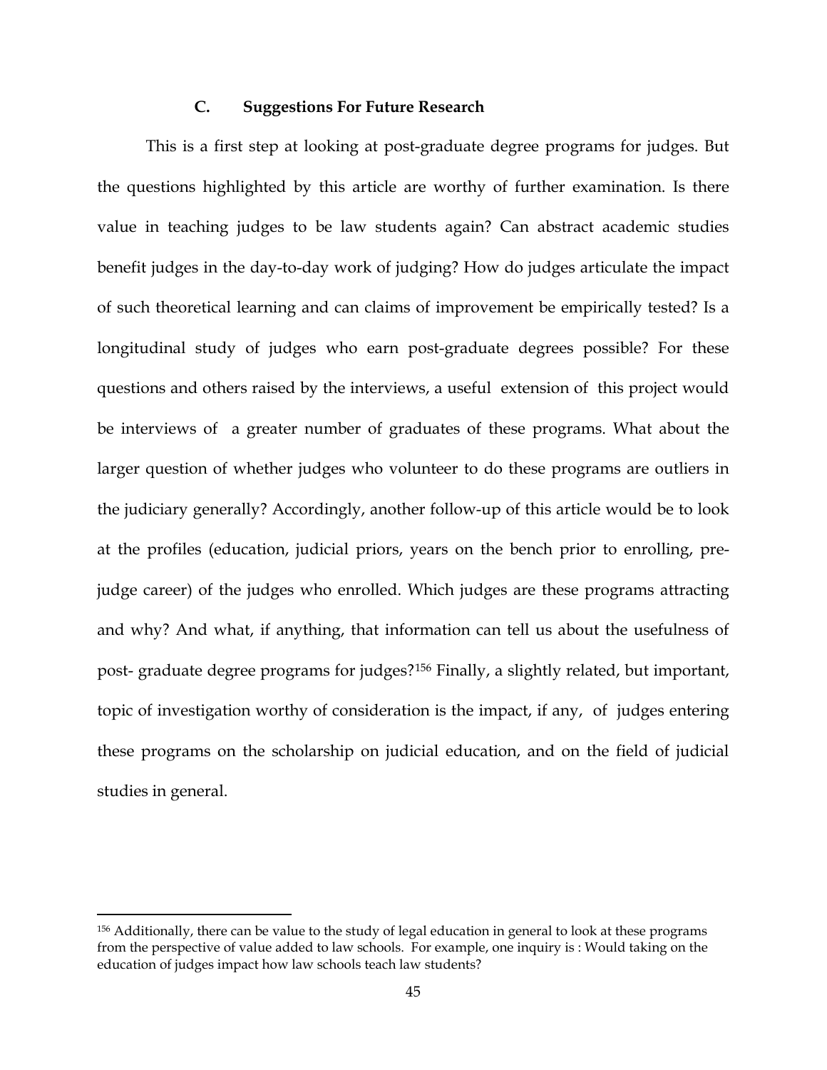### C. Suggestions For Future Research

This is a first step at looking at post-graduate degree programs for judges. But the questions highlighted by this article are worthy of further examination. Is there value in teaching judges to be law students again? Can abstract academic studies benefit judges in the day-to-day work of judging? How do judges articulate the impact of such theoretical learning and can claims of improvement be empirically tested? Is a longitudinal study of judges who earn post-graduate degrees possible? For these questions and others raised by the interviews, a useful extension of this project would be interviews of a greater number of graduates of these programs. What about the larger question of whether judges who volunteer to do these programs are outliers in the judiciary generally? Accordingly, another follow-up of this article would be to look at the profiles (education, judicial priors, years on the bench prior to enrolling, pre-judge career) of the judges who enrolled. Which judges are these programs attracting and why? And what, if anything, that information can tell us about the usefulness of post- graduate degree programs for judges?[156] Finally, a slightly related, but important, topic of investigation worthy of consideration is the impact, if any, of judges entering these programs on the scholarship on judicial education, and on the field of judicial studies in general.

---

[156] Additionally, there can be value to the study of legal education in general to look at these programs from the perspective of value added to law schools. For example, one inquiry is : Would taking on the education of judges impact how law schools teach law students?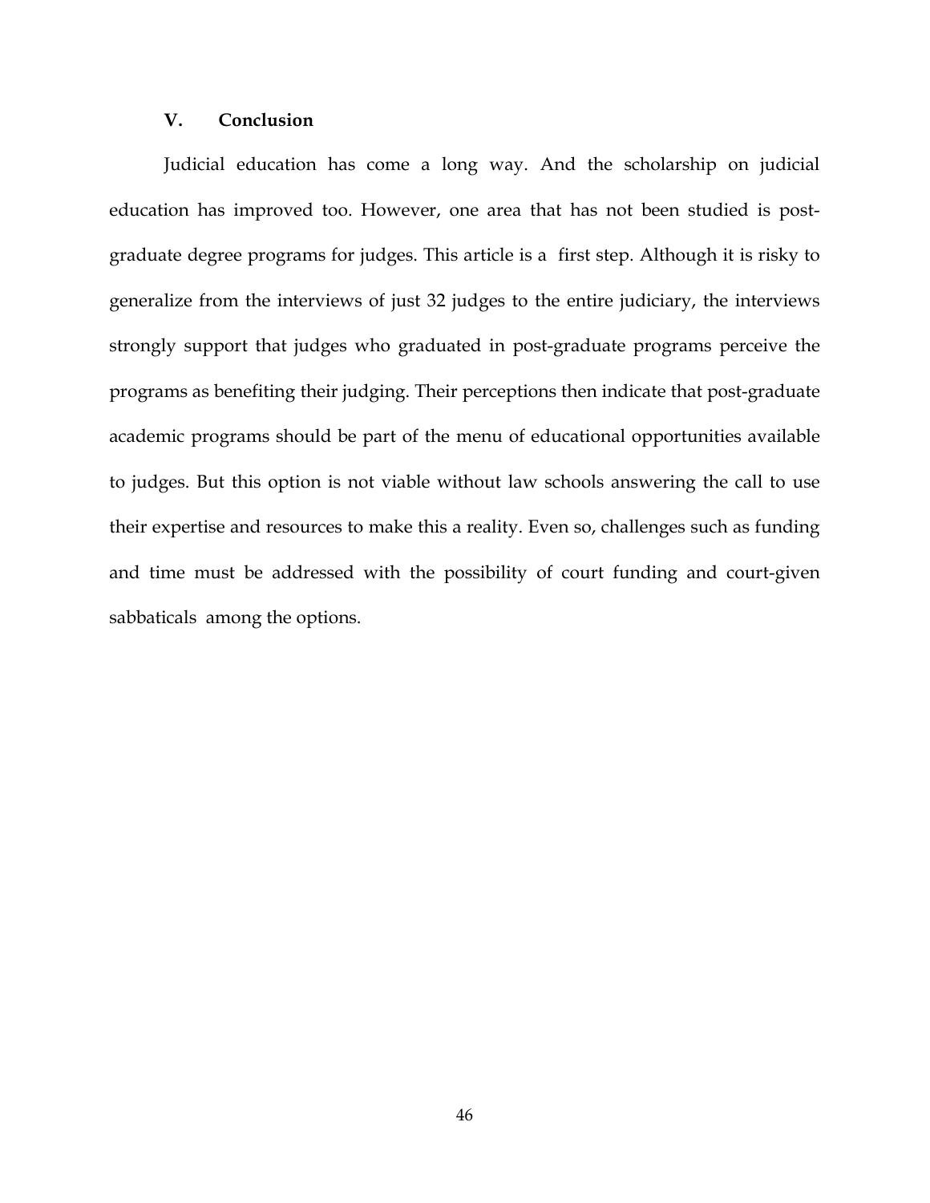## V. Conclusion

Judicial education has come a long way. And the scholarship on judicial education has improved too. However, one area that has not been studied is post-graduate degree programs for judges. This article is a first step. Although it is risky to generalize from the interviews of just 32 judges to the entire judiciary, the interviews strongly support that judges who graduated in post-graduate programs perceive the programs as benefiting their judging. Their perceptions then indicate that post-graduate academic programs should be part of the menu of educational opportunities available to judges. But this option is not viable without law schools answering the call to use their expertise and resources to make this a reality. Even so, challenges such as funding and time must be addressed with the possibility of court funding and court-given sabbaticals among the options.